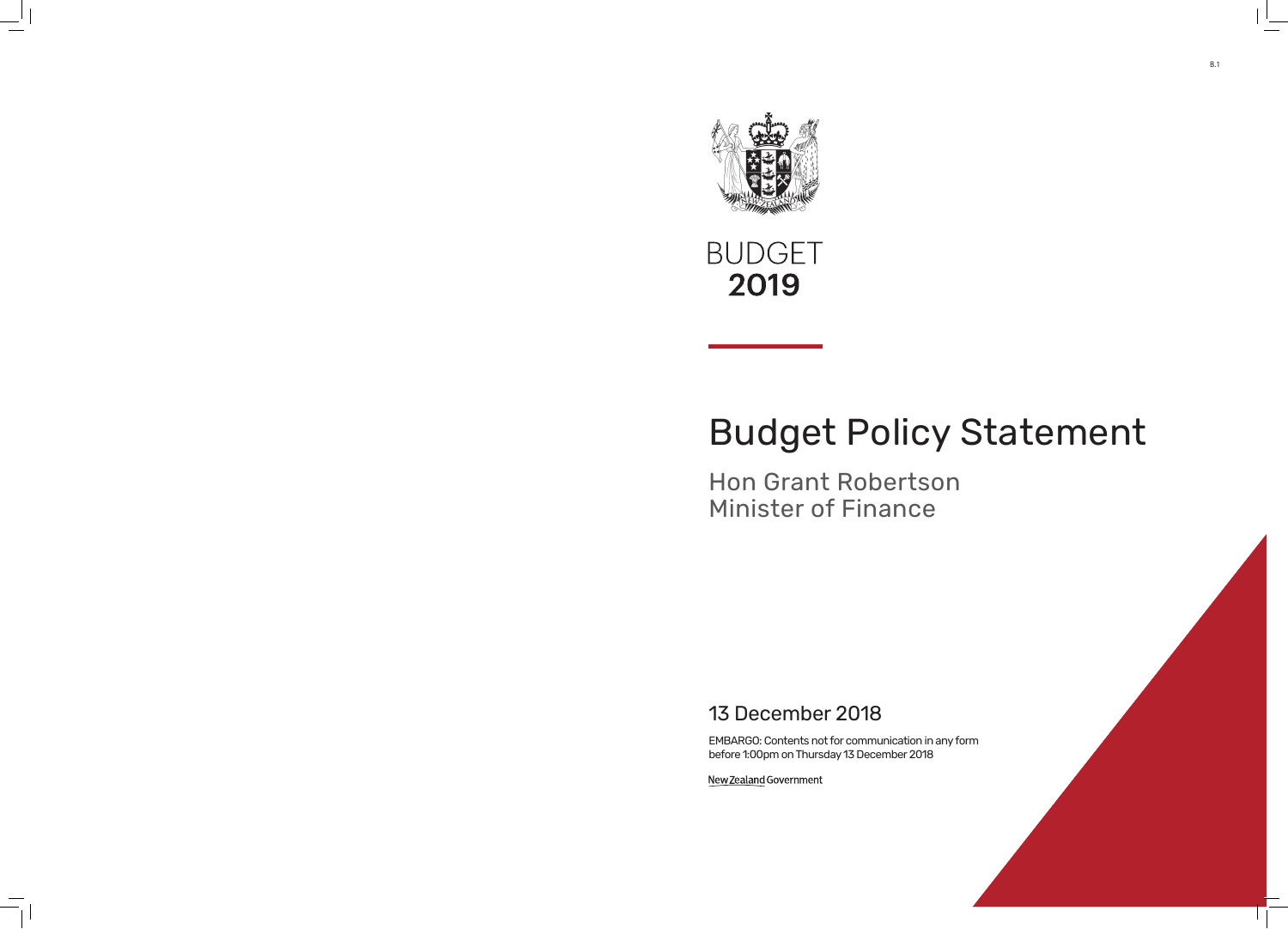B.1

BUDGET
**2019**

# Budget Policy Statement

## Hon Grant Robertson
## Minister of Finance

### 13 December 2018

EMBARGO: Contents not for communication in any form before 1:00pm on Thursday 13 December 2018

New Zealand Government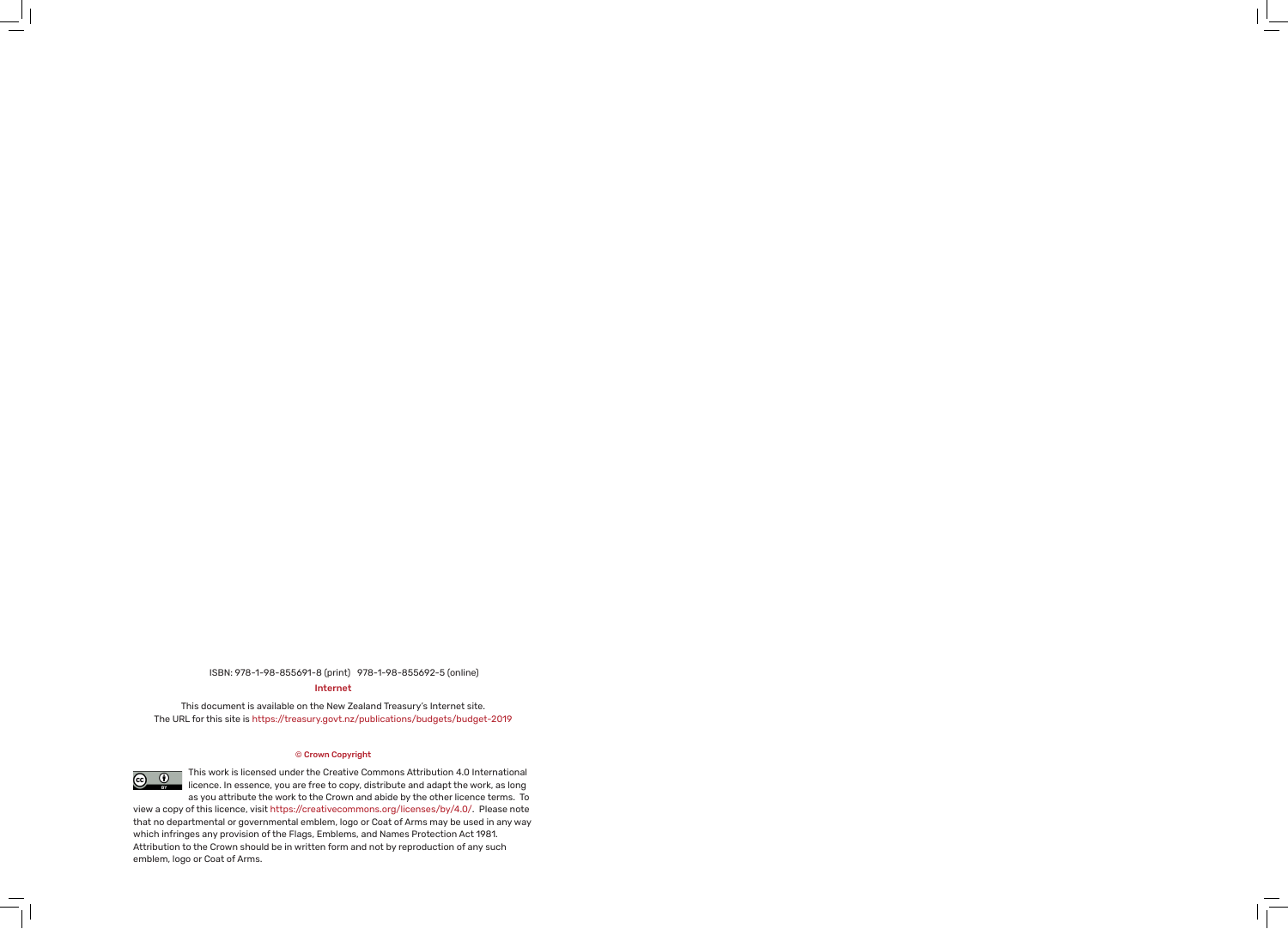ISBN: 978-1-98-855691-8 (print) 978-1-98-855692-5 (online)

**Internet**

This document is available on the New Zealand Treasury's Internet site.
The URL for this site is https://treasury.govt.nz/publications/budgets/budget-2019

**© Crown Copyright**

This work is licensed under the Creative Commons Attribution 4.0 International licence. In essence, you are free to copy, distribute and adapt the work, as long as you attribute the work to the Crown and abide by the other licence terms. To view a copy of this licence, visit https://creativecommons.org/licenses/by/4.0/. Please note that no departmental or governmental emblem, logo or Coat of Arms may be used in any way which infringes any provision of the Flags, Emblems, and Names Protection Act 1981. Attribution to the Crown should be in written form and not by reproduction of any such emblem, logo or Coat of Arms.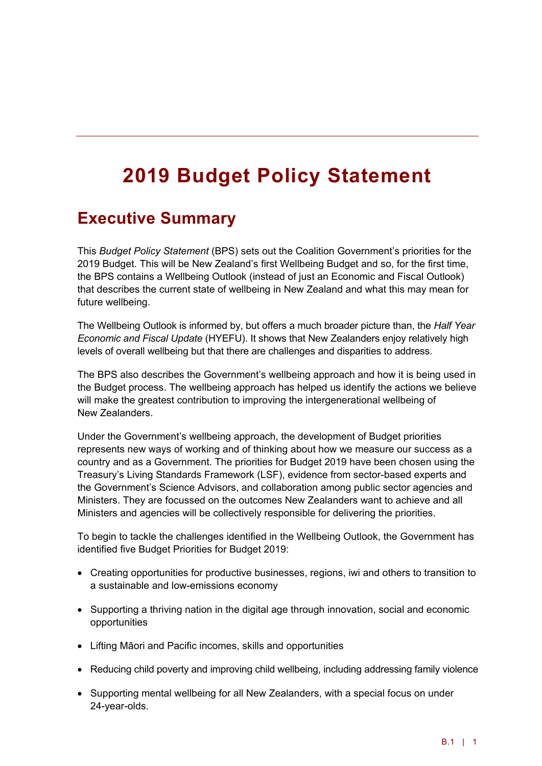# 2019 Budget Policy Statement

## Executive Summary

This *Budget Policy Statement* (BPS) sets out the Coalition Government's priorities for the 2019 Budget. This will be New Zealand's first Wellbeing Budget and so, for the first time, the BPS contains a Wellbeing Outlook (instead of just an Economic and Fiscal Outlook) that describes the current state of wellbeing in New Zealand and what this may mean for future wellbeing.

The Wellbeing Outlook is informed by, but offers a much broader picture than, the *Half Year Economic and Fiscal Update* (HYEFU). It shows that New Zealanders enjoy relatively high levels of overall wellbeing but that there are challenges and disparities to address.

The BPS also describes the Government's wellbeing approach and how it is being used in the Budget process. The wellbeing approach has helped us identify the actions we believe will make the greatest contribution to improving the intergenerational wellbeing of New Zealanders.

Under the Government's wellbeing approach, the development of Budget priorities represents new ways of working and of thinking about how we measure our success as a country and as a Government. The priorities for Budget 2019 have been chosen using the Treasury's Living Standards Framework (LSF), evidence from sector-based experts and the Government's Science Advisors, and collaboration among public sector agencies and Ministers. They are focussed on the outcomes New Zealanders want to achieve and all Ministers and agencies will be collectively responsible for delivering the priorities.

To begin to tackle the challenges identified in the Wellbeing Outlook, the Government has identified five Budget Priorities for Budget 2019:

- Creating opportunities for productive businesses, regions, iwi and others to transition to a sustainable and low-emissions economy
- Supporting a thriving nation in the digital age through innovation, social and economic opportunities
- Lifting Māori and Pacific incomes, skills and opportunities
- Reducing child poverty and improving child wellbeing, including addressing family violence
- Supporting mental wellbeing for all New Zealanders, with a special focus on under 24-year-olds.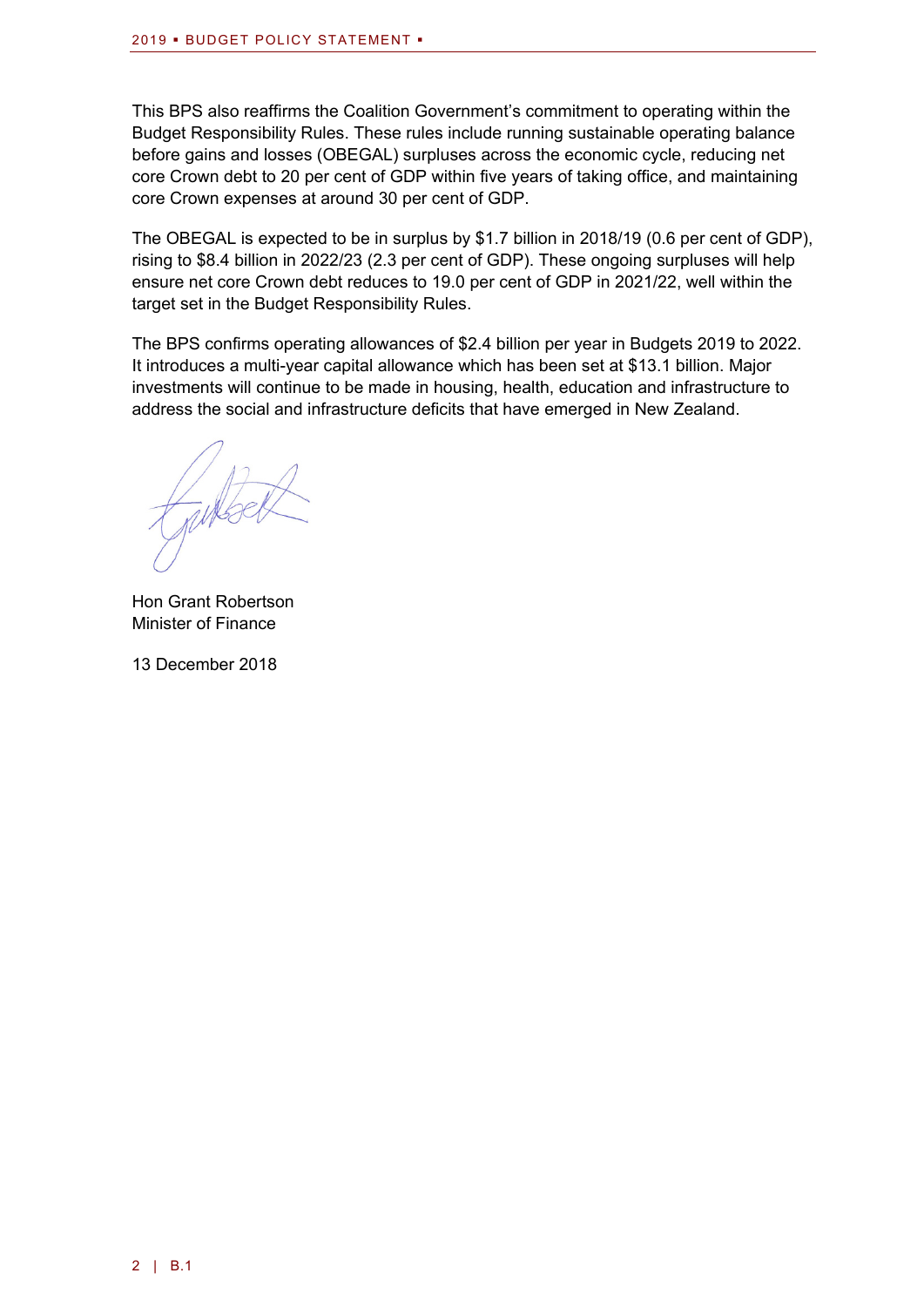This BPS also reaffirms the Coalition Government's commitment to operating within the Budget Responsibility Rules. These rules include running sustainable operating balance before gains and losses (OBEGAL) surpluses across the economic cycle, reducing net core Crown debt to 20 per cent of GDP within five years of taking office, and maintaining core Crown expenses at around 30 per cent of GDP.

The OBEGAL is expected to be in surplus by $1.7 billion in 2018/19 (0.6 per cent of GDP), rising to $8.4 billion in 2022/23 (2.3 per cent of GDP). These ongoing surpluses will help ensure net core Crown debt reduces to 19.0 per cent of GDP in 2021/22, well within the target set in the Budget Responsibility Rules.

The BPS confirms operating allowances of $2.4 billion per year in Budgets 2019 to 2022. It introduces a multi-year capital allowance which has been set at $13.1 billion. Major investments will continue to be made in housing, health, education and infrastructure to address the social and infrastructure deficits that have emerged in New Zealand.

Hon Grant Robertson
Minister of Finance

13 December 2018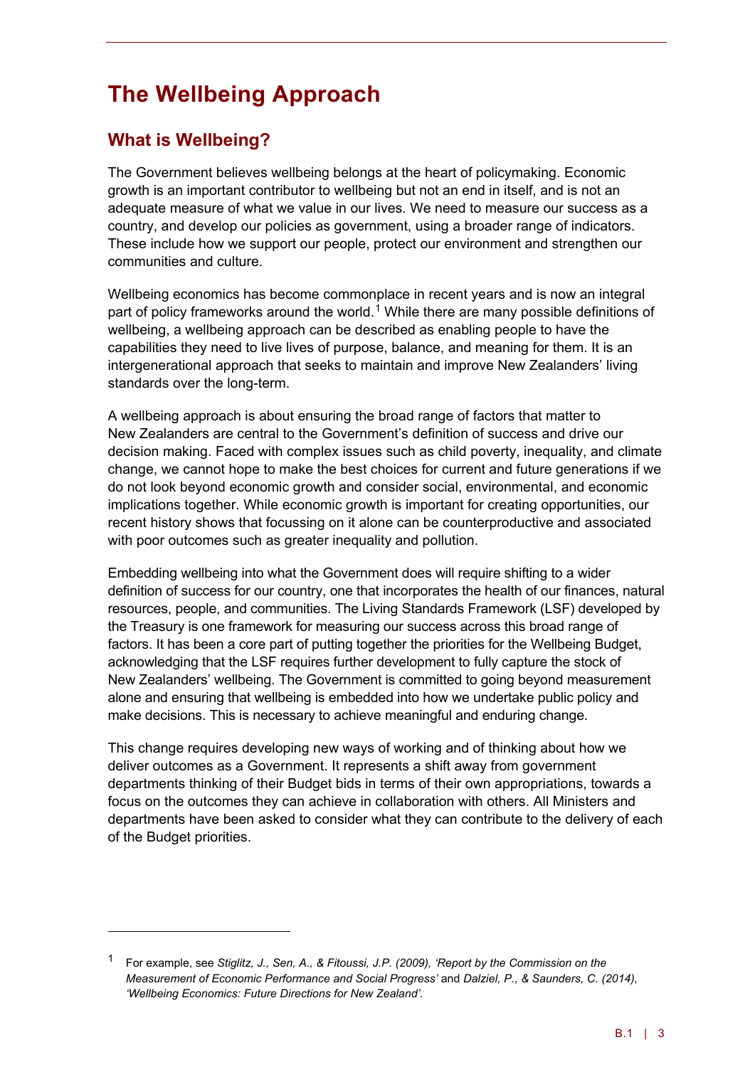# The Wellbeing Approach

## What is Wellbeing?

The Government believes wellbeing belongs at the heart of policymaking. Economic growth is an important contributor to wellbeing but not an end in itself, and is not an adequate measure of what we value in our lives. We need to measure our success as a country, and develop our policies as government, using a broader range of indicators. These include how we support our people, protect our environment and strengthen our communities and culture.

Wellbeing economics has become commonplace in recent years and is now an integral part of policy frameworks around the world.[1] While there are many possible definitions of wellbeing, a wellbeing approach can be described as enabling people to have the capabilities they need to live lives of purpose, balance, and meaning for them. It is an intergenerational approach that seeks to maintain and improve New Zealanders' living standards over the long-term.

A wellbeing approach is about ensuring the broad range of factors that matter to New Zealanders are central to the Government's definition of success and drive our decision making. Faced with complex issues such as child poverty, inequality, and climate change, we cannot hope to make the best choices for current and future generations if we do not look beyond economic growth and consider social, environmental, and economic implications together. While economic growth is important for creating opportunities, our recent history shows that focussing on it alone can be counterproductive and associated with poor outcomes such as greater inequality and pollution.

Embedding wellbeing into what the Government does will require shifting to a wider definition of success for our country, one that incorporates the health of our finances, natural resources, people, and communities. The Living Standards Framework (LSF) developed by the Treasury is one framework for measuring our success across this broad range of factors. It has been a core part of putting together the priorities for the Wellbeing Budget, acknowledging that the LSF requires further development to fully capture the stock of New Zealanders' wellbeing. The Government is committed to going beyond measurement alone and ensuring that wellbeing is embedded into how we undertake public policy and make decisions. This is necessary to achieve meaningful and enduring change.

This change requires developing new ways of working and of thinking about how we deliver outcomes as a Government. It represents a shift away from government departments thinking of their Budget bids in terms of their own appropriations, towards a focus on the outcomes they can achieve in collaboration with others. All Ministers and departments have been asked to consider what they can contribute to the delivery of each of the Budget priorities.

---

[1] For example, see *Stiglitz, J., Sen, A., & Fitoussi, J.P. (2009), 'Report by the Commission on the Measurement of Economic Performance and Social Progress'* and *Dalziel, P., & Saunders, C. (2014), 'Wellbeing Economics: Future Directions for New Zealand'*.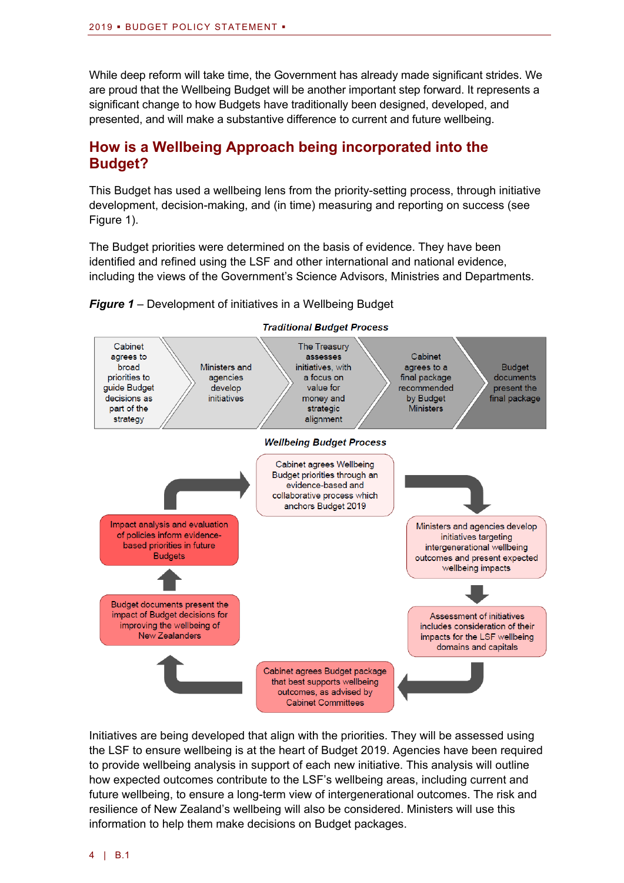While deep reform will take time, the Government has already made significant strides. We are proud that the Wellbeing Budget will be another important step forward. It represents a significant change to how Budgets have traditionally been designed, developed, and presented, and will make a substantive difference to current and future wellbeing.

## How is a Wellbeing Approach being incorporated into the Budget?

This Budget has used a wellbeing lens from the priority-setting process, through initiative development, decision-making, and (in time) measuring and reporting on success (see Figure 1).

The Budget priorities were determined on the basis of evidence. They have been identified and refined using the LSF and other international and national evidence, including the views of the Government's Science Advisors, Ministries and Departments.

***Figure 1*** – Development of initiatives in a Wellbeing Budget

***Traditional Budget Process***

Cabinet agrees to broad priorities to guide Budget decisions as part of the strategy → Ministers and agencies develop initiatives → The Treasury assesses initiatives, with a focus on value for money and strategic alignment → Cabinet agrees to a final package recommended by Budget Ministers → Budget documents present the final package

***Wellbeing Budget Process***

- Cabinet agrees Wellbeing Budget priorities through an evidence-based and collaborative process which anchors Budget 2019
- Ministers and agencies develop initiatives targeting intergenerational wellbeing outcomes and present expected wellbeing impacts
- Assessment of initiatives includes consideration of their impacts for the LSF wellbeing domains and capitals
- Cabinet agrees Budget package that best supports wellbeing outcomes, as advised by Cabinet Committees
- Budget documents present the impact of Budget decisions for improving the wellbeing of New Zealanders
- Impact analysis and evaluation of policies inform evidence-based priorities in future Budgets

Initiatives are being developed that align with the priorities. They will be assessed using the LSF to ensure wellbeing is at the heart of Budget 2019. Agencies have been required to provide wellbeing analysis in support of each new initiative. This analysis will outline how expected outcomes contribute to the LSF's wellbeing areas, including current and future wellbeing, to ensure a long-term view of intergenerational outcomes. The risk and resilience of New Zealand's wellbeing will also be considered. Ministers will use this information to help them make decisions on Budget packages.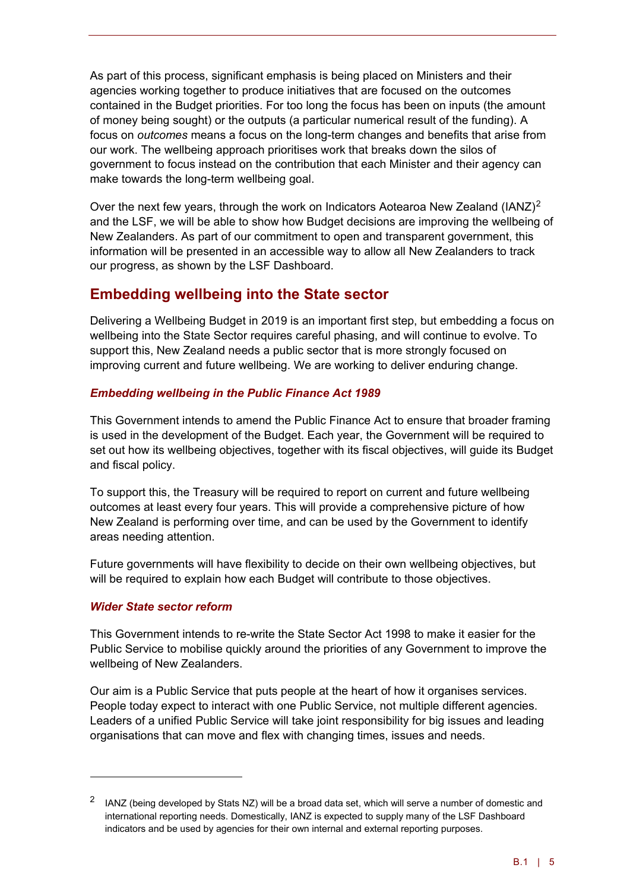As part of this process, significant emphasis is being placed on Ministers and their agencies working together to produce initiatives that are focused on the outcomes contained in the Budget priorities. For too long the focus has been on inputs (the amount of money being sought) or the outputs (a particular numerical result of the funding). A focus on *outcomes* means a focus on the long-term changes and benefits that arise from our work. The wellbeing approach prioritises work that breaks down the silos of government to focus instead on the contribution that each Minister and their agency can make towards the long-term wellbeing goal.

Over the next few years, through the work on Indicators Aotearoa New Zealand (IANZ)[2] and the LSF, we will be able to show how Budget decisions are improving the wellbeing of New Zealanders. As part of our commitment to open and transparent government, this information will be presented in an accessible way to allow all New Zealanders to track our progress, as shown by the LSF Dashboard.

## Embedding wellbeing into the State sector

Delivering a Wellbeing Budget in 2019 is an important first step, but embedding a focus on wellbeing into the State Sector requires careful phasing, and will continue to evolve. To support this, New Zealand needs a public sector that is more strongly focused on improving current and future wellbeing. We are working to deliver enduring change.

### *Embedding wellbeing in the Public Finance Act 1989*

This Government intends to amend the Public Finance Act to ensure that broader framing is used in the development of the Budget. Each year, the Government will be required to set out how its wellbeing objectives, together with its fiscal objectives, will guide its Budget and fiscal policy.

To support this, the Treasury will be required to report on current and future wellbeing outcomes at least every four years. This will provide a comprehensive picture of how New Zealand is performing over time, and can be used by the Government to identify areas needing attention.

Future governments will have flexibility to decide on their own wellbeing objectives, but will be required to explain how each Budget will contribute to those objectives.

### *Wider State sector reform*

This Government intends to re-write the State Sector Act 1998 to make it easier for the Public Service to mobilise quickly around the priorities of any Government to improve the wellbeing of New Zealanders.

Our aim is a Public Service that puts people at the heart of how it organises services. People today expect to interact with one Public Service, not multiple different agencies. Leaders of a unified Public Service will take joint responsibility for big issues and leading organisations that can move and flex with changing times, issues and needs.

---

[2] IANZ (being developed by Stats NZ) will be a broad data set, which will serve a number of domestic and international reporting needs. Domestically, IANZ is expected to supply many of the LSF Dashboard indicators and be used by agencies for their own internal and external reporting purposes.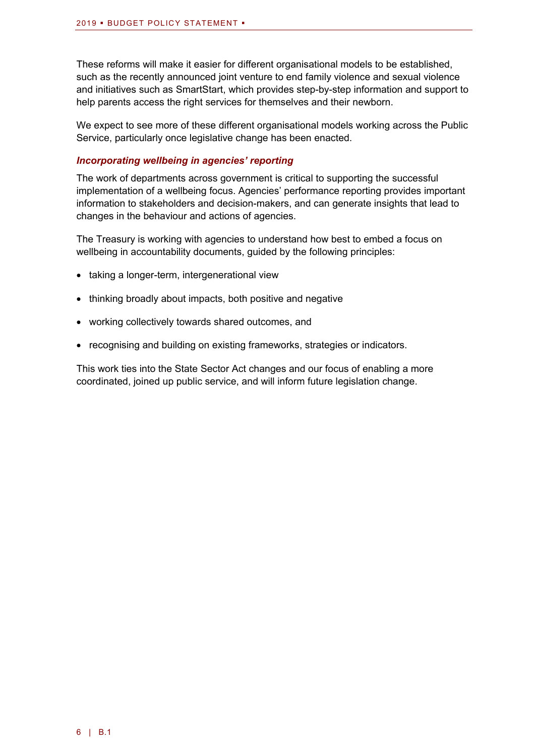These reforms will make it easier for different organisational models to be established, such as the recently announced joint venture to end family violence and sexual violence and initiatives such as SmartStart, which provides step-by-step information and support to help parents access the right services for themselves and their newborn.

We expect to see more of these different organisational models working across the Public Service, particularly once legislative change has been enacted.

### *Incorporating wellbeing in agencies' reporting*

The work of departments across government is critical to supporting the successful implementation of a wellbeing focus. Agencies' performance reporting provides important information to stakeholders and decision-makers, and can generate insights that lead to changes in the behaviour and actions of agencies.

The Treasury is working with agencies to understand how best to embed a focus on wellbeing in accountability documents, guided by the following principles:

- taking a longer-term, intergenerational view
- thinking broadly about impacts, both positive and negative
- working collectively towards shared outcomes, and
- recognising and building on existing frameworks, strategies or indicators.

This work ties into the State Sector Act changes and our focus of enabling a more coordinated, joined up public service, and will inform future legislation change.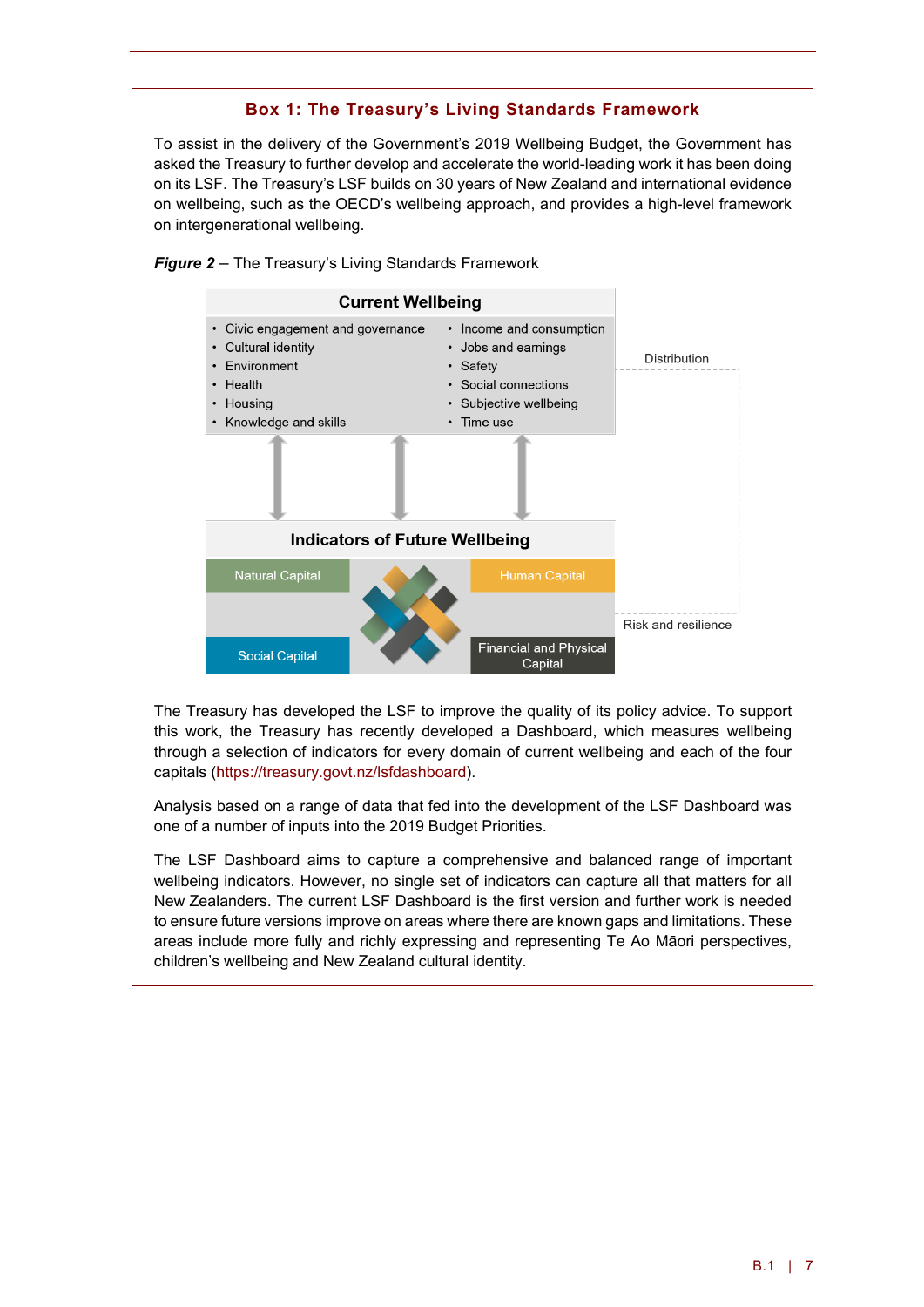## Box 1: The Treasury's Living Standards Framework

To assist in the delivery of the Government's 2019 Wellbeing Budget, the Government has asked the Treasury to further develop and accelerate the world-leading work it has been doing on its LSF. The Treasury's LSF builds on 30 years of New Zealand and international evidence on wellbeing, such as the OECD's wellbeing approach, and provides a high-level framework on intergenerational wellbeing.

***Figure 2*** – The Treasury's Living Standards Framework

**Current Wellbeing**

- Civic engagement and governance
- Cultural identity
- Environment
- Health
- Housing
- Knowledge and skills
- Income and consumption
- Jobs and earnings
- Safety
- Social connections
- Subjective wellbeing
- Time use

Distribution

**Indicators of Future Wellbeing**

- Natural Capital
- Human Capital
- Social Capital
- Financial and Physical Capital

Risk and resilience

The Treasury has developed the LSF to improve the quality of its policy advice. To support this work, the Treasury has recently developed a Dashboard, which measures wellbeing through a selection of indicators for every domain of current wellbeing and each of the four capitals (https://treasury.govt.nz/lsfdashboard).

Analysis based on a range of data that fed into the development of the LSF Dashboard was one of a number of inputs into the 2019 Budget Priorities.

The LSF Dashboard aims to capture a comprehensive and balanced range of important wellbeing indicators. However, no single set of indicators can capture all that matters for all New Zealanders. The current LSF Dashboard is the first version and further work is needed to ensure future versions improve on areas where there are known gaps and limitations. These areas include more fully and richly expressing and representing Te Ao Māori perspectives, children's wellbeing and New Zealand cultural identity.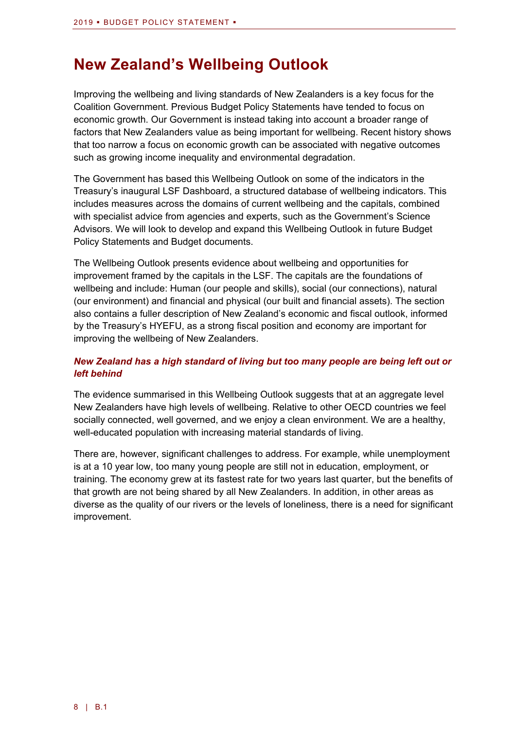# New Zealand's Wellbeing Outlook

Improving the wellbeing and living standards of New Zealanders is a key focus for the Coalition Government. Previous Budget Policy Statements have tended to focus on economic growth. Our Government is instead taking into account a broader range of factors that New Zealanders value as being important for wellbeing. Recent history shows that too narrow a focus on economic growth can be associated with negative outcomes such as growing income inequality and environmental degradation.

The Government has based this Wellbeing Outlook on some of the indicators in the Treasury's inaugural LSF Dashboard, a structured database of wellbeing indicators. This includes measures across the domains of current wellbeing and the capitals, combined with specialist advice from agencies and experts, such as the Government's Science Advisors. We will look to develop and expand this Wellbeing Outlook in future Budget Policy Statements and Budget documents.

The Wellbeing Outlook presents evidence about wellbeing and opportunities for improvement framed by the capitals in the LSF. The capitals are the foundations of wellbeing and include: Human (our people and skills), social (our connections), natural (our environment) and financial and physical (our built and financial assets). The section also contains a fuller description of New Zealand's economic and fiscal outlook, informed by the Treasury's HYEFU, as a strong fiscal position and economy are important for improving the wellbeing of New Zealanders.

### *New Zealand has a high standard of living but too many people are being left out or left behind*

The evidence summarised in this Wellbeing Outlook suggests that at an aggregate level New Zealanders have high levels of wellbeing. Relative to other OECD countries we feel socially connected, well governed, and we enjoy a clean environment. We are a healthy, well-educated population with increasing material standards of living.

There are, however, significant challenges to address. For example, while unemployment is at a 10 year low, too many young people are still not in education, employment, or training. The economy grew at its fastest rate for two years last quarter, but the benefits of that growth are not being shared by all New Zealanders. In addition, in other areas as diverse as the quality of our rivers or the levels of loneliness, there is a need for significant improvement.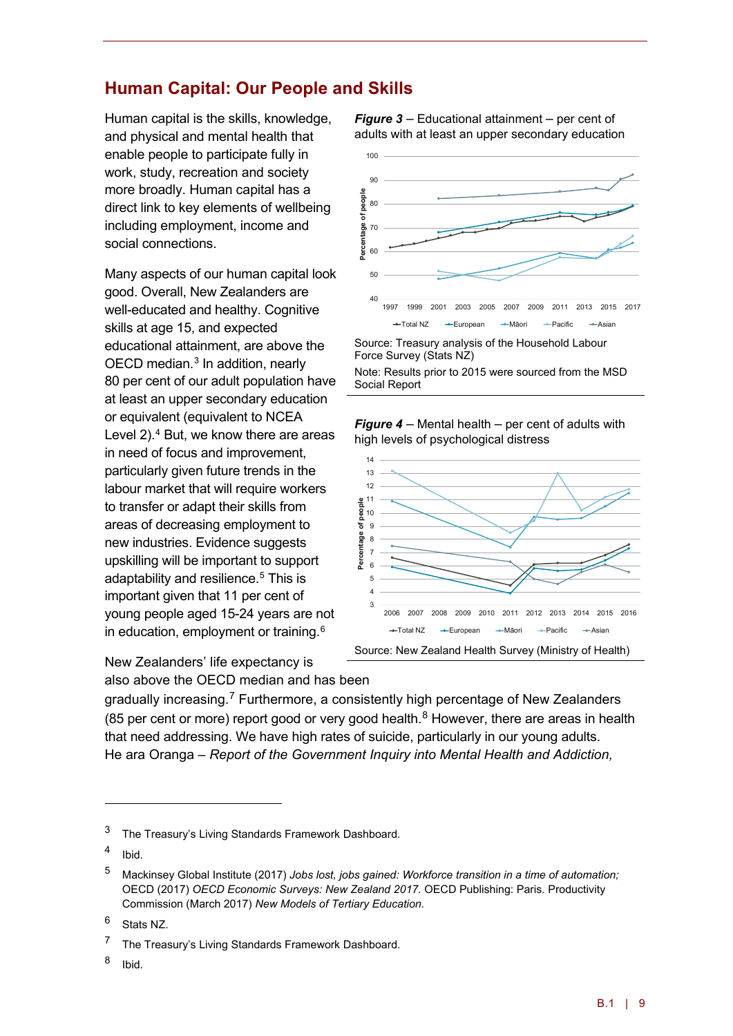## Human Capital: Our People and Skills

Human capital is the skills, knowledge, and physical and mental health that enable people to participate fully in work, study, recreation and society more broadly. Human capital has a direct link to key elements of wellbeing including employment, income and social connections.

Many aspects of our human capital look good. Overall, New Zealanders are well-educated and healthy. Cognitive skills at age 15, and expected educational attainment, are above the OECD median.[3] In addition, nearly 80 per cent of our adult population have at least an upper secondary education or equivalent (equivalent to NCEA Level 2).[4] But, we know there are areas in need of focus and improvement, particularly given future trends in the labour market that will require workers to transfer or adapt their skills from areas of decreasing employment to new industries. Evidence suggests upskilling will be important to support adaptability and resilience.[5] This is important given that 11 per cent of young people aged 15-24 years are not in education, employment or training.[6]

***Figure 3*** – Educational attainment – per cent of adults with at least an upper secondary education

Source: Treasury analysis of the Household Labour Force Survey (Stats NZ)

Note: Results prior to 2015 were sourced from the MSD Social Report

***Figure 4*** – Mental health – per cent of adults with high levels of psychological distress

Source: New Zealand Health Survey (Ministry of Health)

New Zealanders' life expectancy is also above the OECD median and has been gradually increasing.[7] Furthermore, a consistently high percentage of New Zealanders (85 per cent or more) report good or very good health.[8] However, there are areas in health that need addressing. We have high rates of suicide, particularly in our young adults. He ara Oranga – *Report of the Government Inquiry into Mental Health and Addiction,*

---

[3] The Treasury's Living Standards Framework Dashboard.

[4] Ibid.

[5] Mackinsey Global Institute (2017) *Jobs lost, jobs gained: Workforce transition in a time of automation;* OECD (2017) *OECD Economic Surveys: New Zealand 2017.* OECD Publishing: Paris. Productivity Commission (March 2017) *New Models of Tertiary Education.*

[6] Stats NZ.

[7] The Treasury's Living Standards Framework Dashboard.

[8] Ibid.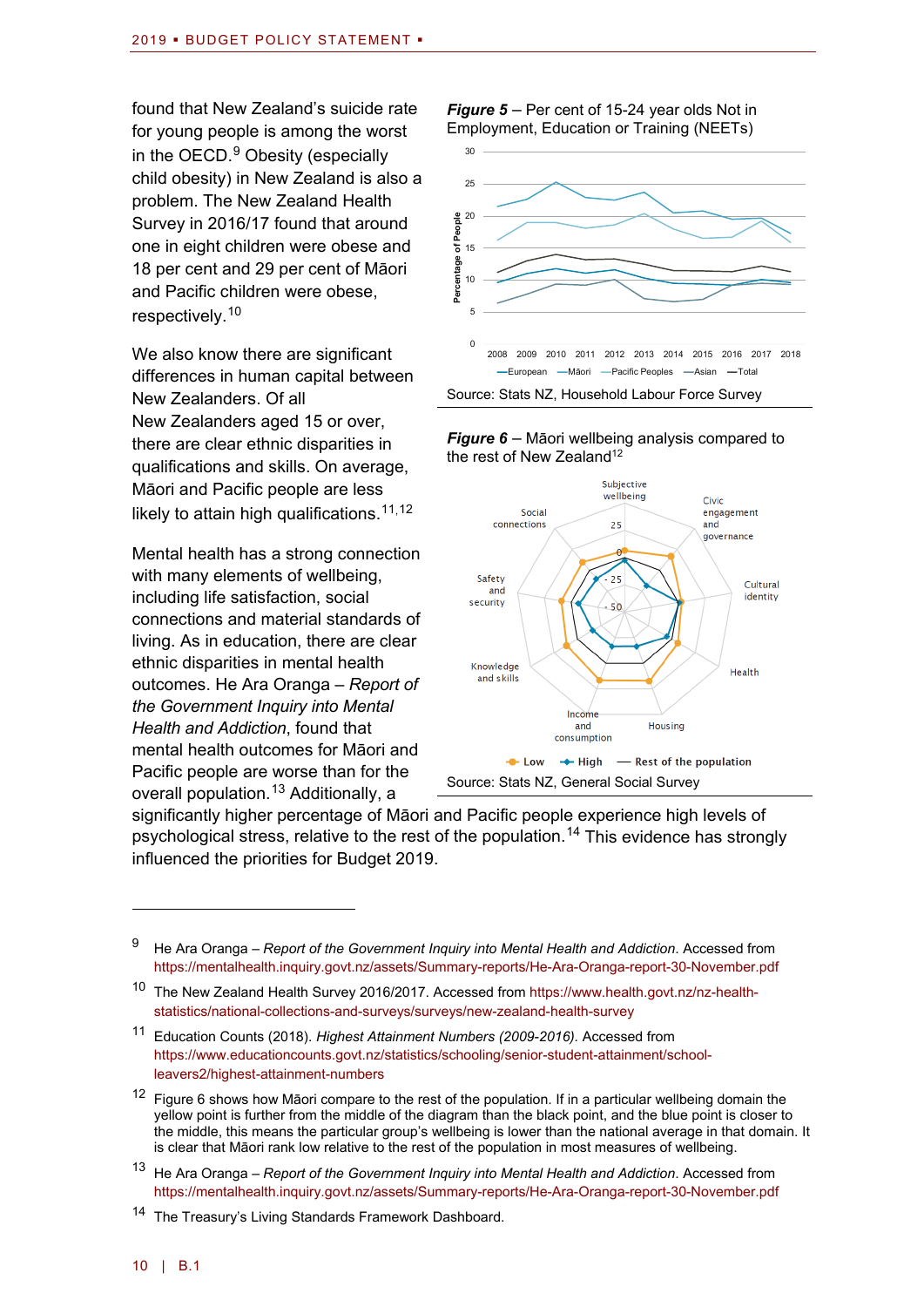found that New Zealand's suicide rate for young people is among the worst in the OECD.[9] Obesity (especially child obesity) in New Zealand is also a problem. The New Zealand Health Survey in 2016/17 found that around one in eight children were obese and 18 per cent and 29 per cent of Māori and Pacific children were obese, respectively.[10]

We also know there are significant differences in human capital between New Zealanders. Of all New Zealanders aged 15 or over, there are clear ethnic disparities in qualifications and skills. On average, Māori and Pacific people are less likely to attain high qualifications.[11,12]

Mental health has a strong connection with many elements of wellbeing, including life satisfaction, social connections and material standards of living. As in education, there are clear ethnic disparities in mental health outcomes. He Ara Oranga – *Report of the Government Inquiry into Mental Health and Addiction*, found that mental health outcomes for Māori and Pacific people are worse than for the overall population.[13] Additionally, a significantly higher percentage of Māori and Pacific people experience high levels of psychological stress, relative to the rest of the population.[14] This evidence has strongly influenced the priorities for Budget 2019.

***Figure 5*** – Per cent of 15-24 year olds Not in Employment, Education or Training (NEETs)

Source: Stats NZ, Household Labour Force Survey

***Figure 6*** – Māori wellbeing analysis compared to the rest of New Zealand[12]

Source: Stats NZ, General Social Survey

---

[9] He Ara Oranga – *Report of the Government Inquiry into Mental Health and Addiction*. Accessed from https://mentalhealth.inquiry.govt.nz/assets/Summary-reports/He-Ara-Oranga-report-30-November.pdf

[10] The New Zealand Health Survey 2016/2017. Accessed from https://www.health.govt.nz/nz-health-statistics/national-collections-and-surveys/surveys/new-zealand-health-survey

[11] Education Counts (2018). *Highest Attainment Numbers (2009-2016).* Accessed from https://www.educationcounts.govt.nz/statistics/schooling/senior-student-attainment/school-leavers2/highest-attainment-numbers

[12] Figure 6 shows how Māori compare to the rest of the population. If in a particular wellbeing domain the yellow point is further from the middle of the diagram than the black point, and the blue point is closer to the middle, this means the particular group's wellbeing is lower than the national average in that domain. It is clear that Māori rank low relative to the rest of the population in most measures of wellbeing.

[13] He Ara Oranga – *Report of the Government Inquiry into Mental Health and Addiction*. Accessed from https://mentalhealth.inquiry.govt.nz/assets/Summary-reports/He-Ara-Oranga-report-30-November.pdf

[14] The Treasury's Living Standards Framework Dashboard.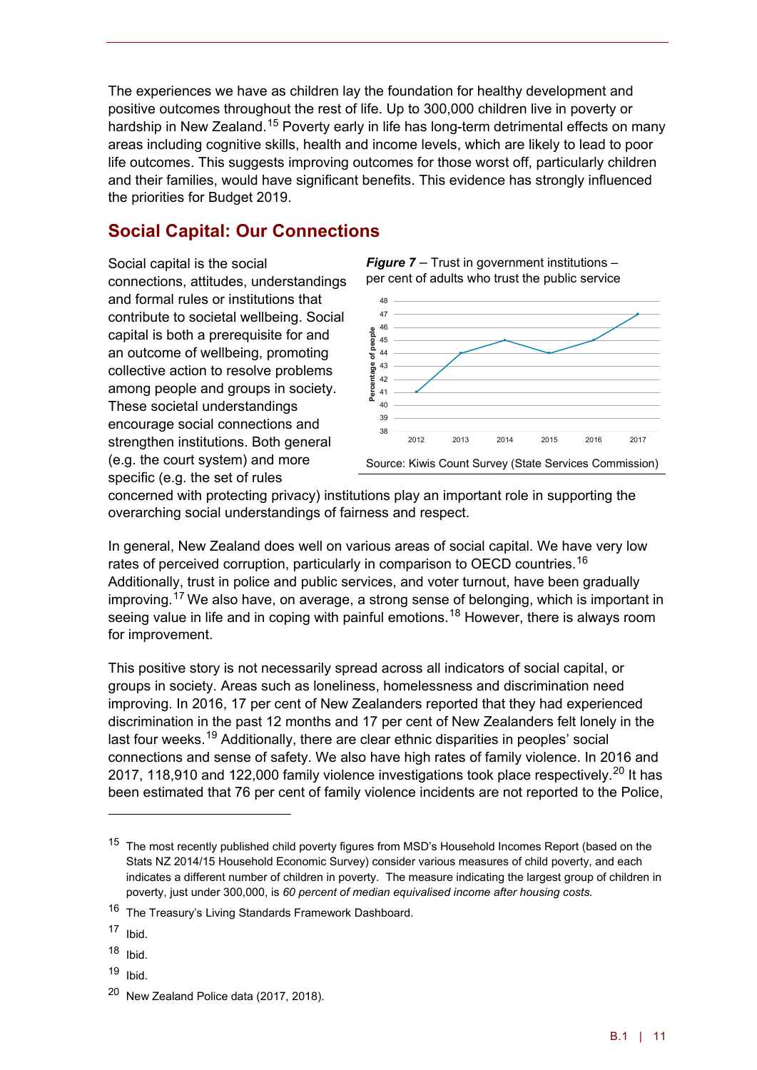The experiences we have as children lay the foundation for healthy development and positive outcomes throughout the rest of life. Up to 300,000 children live in poverty or hardship in New Zealand.[15] Poverty early in life has long-term detrimental effects on many areas including cognitive skills, health and income levels, which are likely to lead to poor life outcomes. This suggests improving outcomes for those worst off, particularly children and their families, would have significant benefits. This evidence has strongly influenced the priorities for Budget 2019.

## Social Capital: Our Connections

Social capital is the social connections, attitudes, understandings and formal rules or institutions that contribute to societal wellbeing. Social capital is both a prerequisite for and an outcome of wellbeing, promoting collective action to resolve problems among people and groups in society. These societal understandings encourage social connections and strengthen institutions. Both general (e.g. the court system) and more specific (e.g. the set of rules concerned with protecting privacy) institutions play an important role in supporting the overarching social understandings of fairness and respect.

***Figure 7*** – Trust in government institutions – per cent of adults who trust the public service

| Year | Percentage of people |
|---|---|
| 2012 | 41 |
| 2013 | 44 |
| 2014 | 45 |
| 2015 | 44 |
| 2016 | 45 |
| 2017 | 47 |

Source: Kiwis Count Survey (State Services Commission)

In general, New Zealand does well on various areas of social capital. We have very low rates of perceived corruption, particularly in comparison to OECD countries.[16] Additionally, trust in police and public services, and voter turnout, have been gradually improving.[17] We also have, on average, a strong sense of belonging, which is important in seeing value in life and in coping with painful emotions.[18] However, there is always room for improvement.

This positive story is not necessarily spread across all indicators of social capital, or groups in society. Areas such as loneliness, homelessness and discrimination need improving. In 2016, 17 per cent of New Zealanders reported that they had experienced discrimination in the past 12 months and 17 per cent of New Zealanders felt lonely in the last four weeks.[19] Additionally, there are clear ethnic disparities in peoples' social connections and sense of safety. We also have high rates of family violence. In 2016 and 2017, 118,910 and 122,000 family violence investigations took place respectively.[20] It has been estimated that 76 per cent of family violence incidents are not reported to the Police,

---

[15] The most recently published child poverty figures from MSD's Household Incomes Report (based on the Stats NZ 2014/15 Household Economic Survey) consider various measures of child poverty, and each indicates a different number of children in poverty. The measure indicating the largest group of children in poverty, just under 300,000, is *60 percent of median equivalised income after housing costs.*

[16] The Treasury's Living Standards Framework Dashboard.

[17] Ibid.

[18] Ibid.

[19] Ibid.

[20] New Zealand Police data (2017, 2018).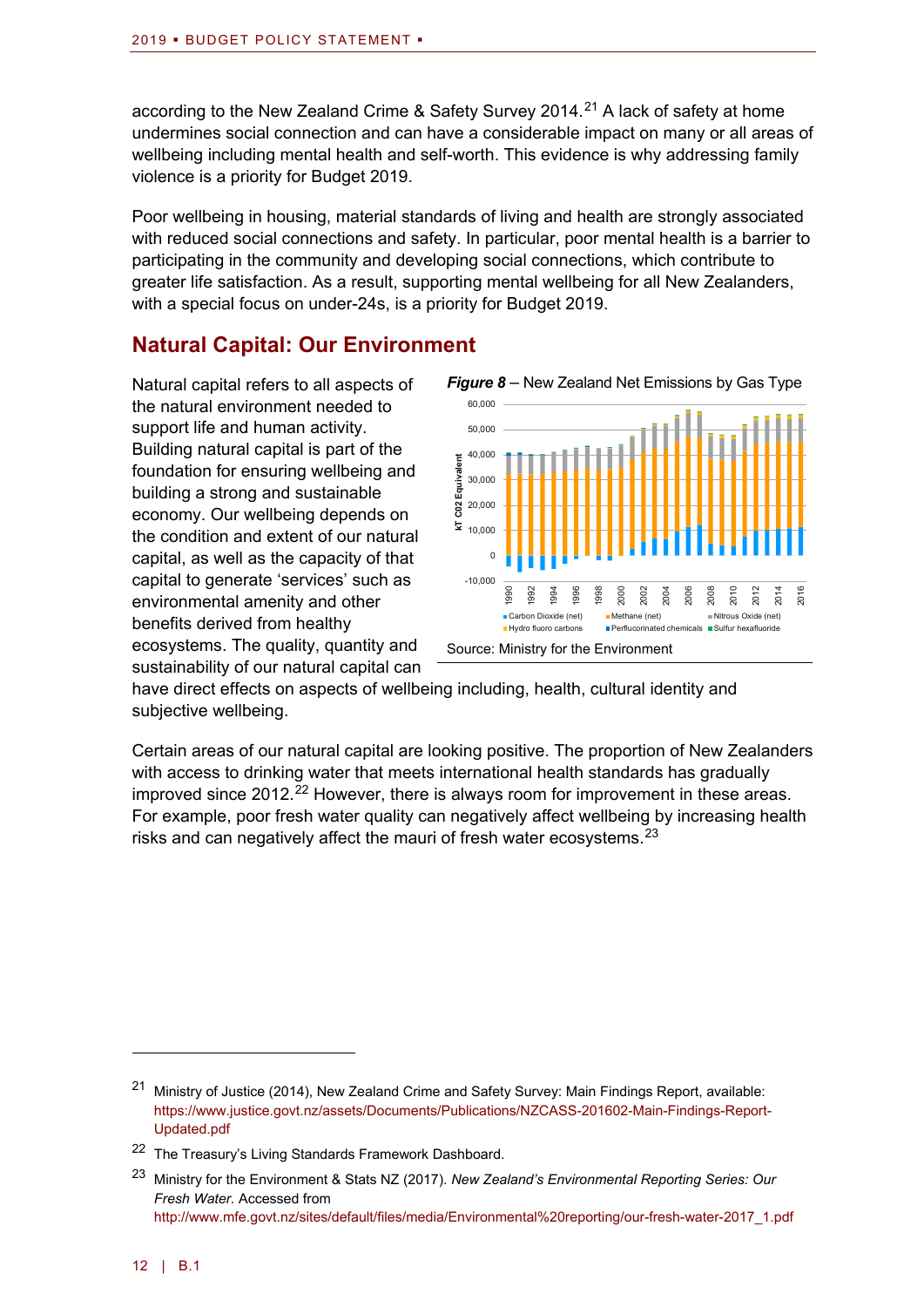according to the New Zealand Crime & Safety Survey 2014.[21] A lack of safety at home undermines social connection and can have a considerable impact on many or all areas of wellbeing including mental health and self-worth. This evidence is why addressing family violence is a priority for Budget 2019.

Poor wellbeing in housing, material standards of living and health are strongly associated with reduced social connections and safety. In particular, poor mental health is a barrier to participating in the community and developing social connections, which contribute to greater life satisfaction. As a result, supporting mental wellbeing for all New Zealanders, with a special focus on under-24s, is a priority for Budget 2019.

## Natural Capital: Our Environment

Natural capital refers to all aspects of the natural environment needed to support life and human activity. Building natural capital is part of the foundation for ensuring wellbeing and building a strong and sustainable economy. Our wellbeing depends on the condition and extent of our natural capital, as well as the capacity of that capital to generate 'services' such as environmental amenity and other benefits derived from healthy ecosystems. The quality, quantity and sustainability of our natural capital can have direct effects on aspects of wellbeing including, health, cultural identity and subjective wellbeing.

***Figure 8*** – New Zealand Net Emissions by Gas Type

Source: Ministry for the Environment

Certain areas of our natural capital are looking positive. The proportion of New Zealanders with access to drinking water that meets international health standards has gradually improved since 2012.[22] However, there is always room for improvement in these areas. For example, poor fresh water quality can negatively affect wellbeing by increasing health risks and can negatively affect the mauri of fresh water ecosystems.[23]

---

[21] Ministry of Justice (2014), New Zealand Crime and Safety Survey: Main Findings Report, available: https://www.justice.govt.nz/assets/Documents/Publications/NZCASS-201602-Main-Findings-Report-Updated.pdf

[22] The Treasury's Living Standards Framework Dashboard.

[23] Ministry for the Environment & Stats NZ (2017). *New Zealand's Environmental Reporting Series: Our Fresh Water.* Accessed from http://www.mfe.govt.nz/sites/default/files/media/Environmental%20reporting/our-fresh-water-2017_1.pdf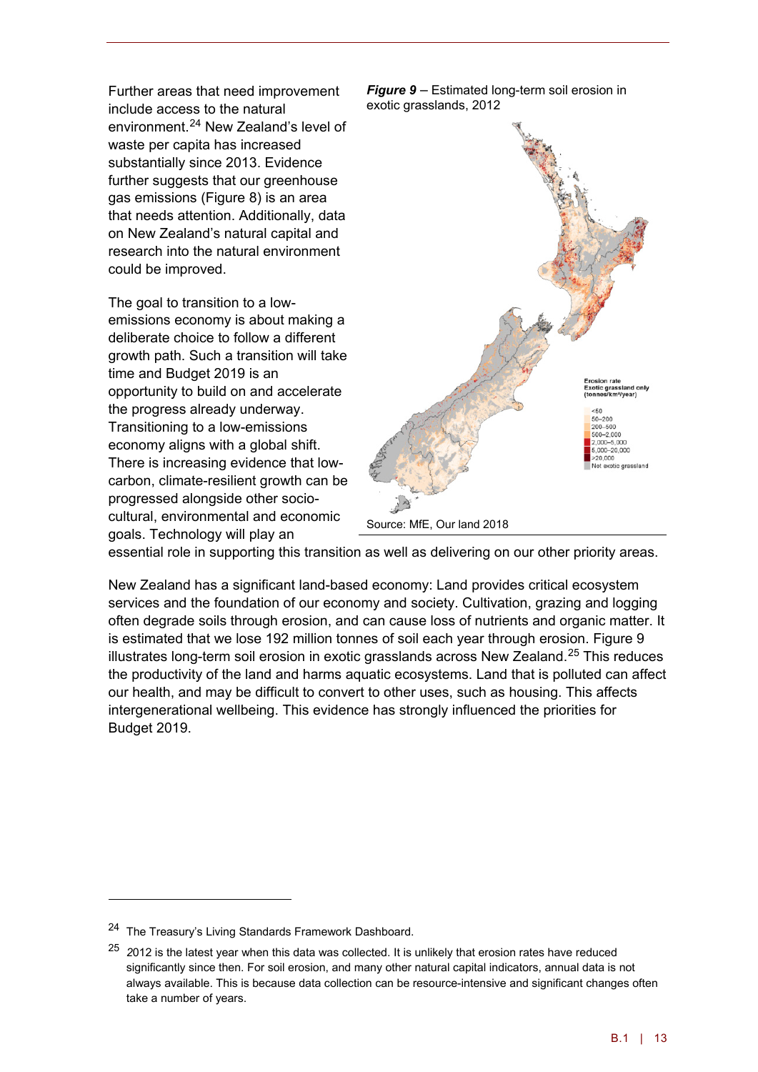Further areas that need improvement include access to the natural environment.[24] New Zealand's level of waste per capita has increased substantially since 2013. Evidence further suggests that our greenhouse gas emissions (Figure 8) is an area that needs attention. Additionally, data on New Zealand's natural capital and research into the natural environment could be improved.

The goal to transition to a low-emissions economy is about making a deliberate choice to follow a different growth path. Such a transition will take time and Budget 2019 is an opportunity to build on and accelerate the progress already underway. Transitioning to a low-emissions economy aligns with a global shift. There is increasing evidence that low-carbon, climate-resilient growth can be progressed alongside other socio-cultural, environmental and economic goals. Technology will play an essential role in supporting this transition as well as delivering on our other priority areas.

***Figure 9*** – Estimated long-term soil erosion in exotic grasslands, 2012

Erosion rate
Exotic grassland only
(tonnes/km²/year)

- <50
- 50–200
- 200–500
- 500–2,000
- 2,000–5,000
- 5,000–20,000
- >20,000
- Not exotic grassland

Source: MfE, Our land 2018

New Zealand has a significant land-based economy: Land provides critical ecosystem services and the foundation of our economy and society. Cultivation, grazing and logging often degrade soils through erosion, and can cause loss of nutrients and organic matter. It is estimated that we lose 192 million tonnes of soil each year through erosion. Figure 9 illustrates long-term soil erosion in exotic grasslands across New Zealand.[25] This reduces the productivity of the land and harms aquatic ecosystems. Land that is polluted can affect our health, and may be difficult to convert to other uses, such as housing. This affects intergenerational wellbeing. This evidence has strongly influenced the priorities for Budget 2019.

---

[24] The Treasury's Living Standards Framework Dashboard.

[25] 2012 is the latest year when this data was collected. It is unlikely that erosion rates have reduced significantly since then. For soil erosion, and many other natural capital indicators, annual data is not always available. This is because data collection can be resource-intensive and significant changes often take a number of years.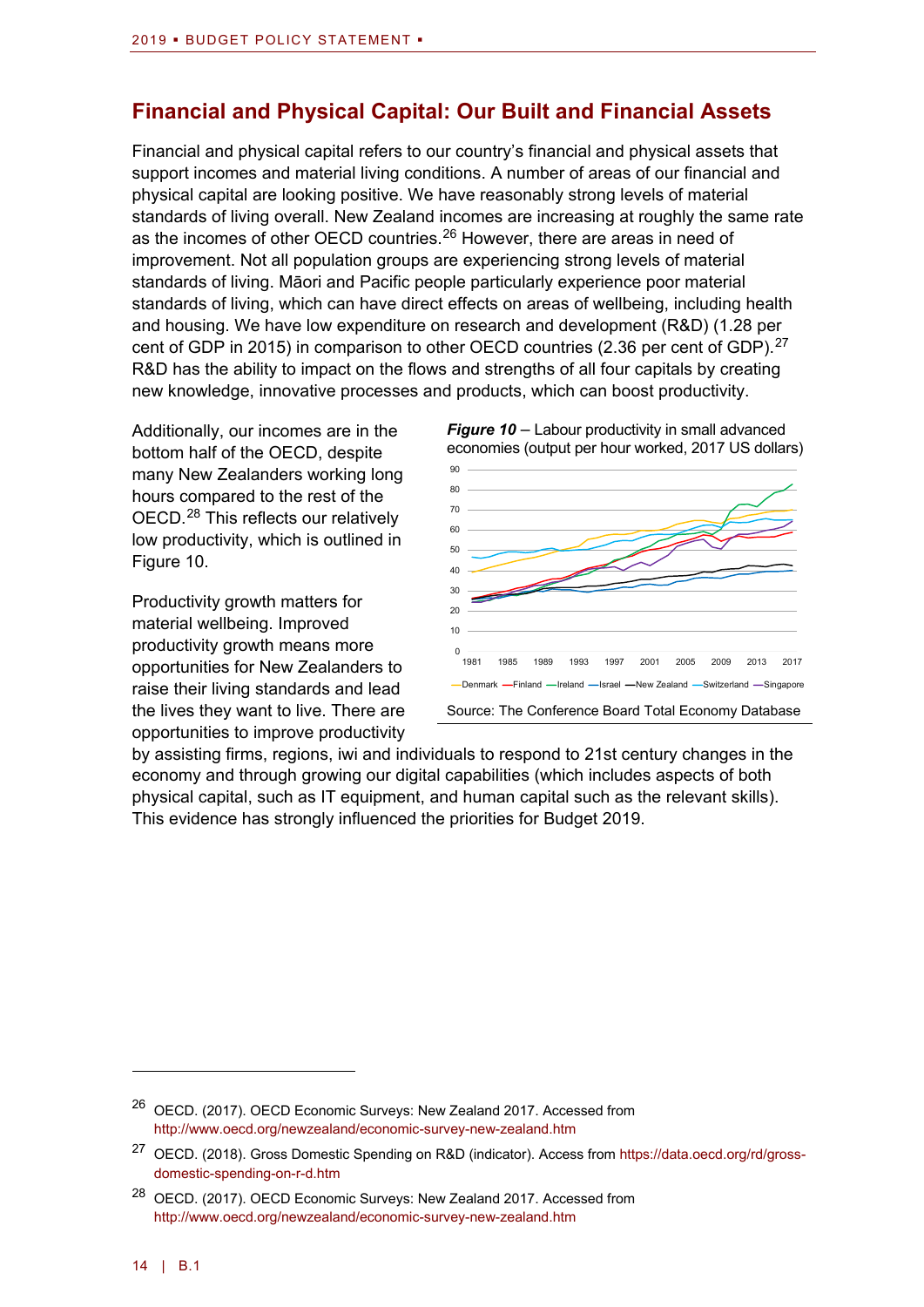## Financial and Physical Capital: Our Built and Financial Assets

Financial and physical capital refers to our country's financial and physical assets that support incomes and material living conditions. A number of areas of our financial and physical capital are looking positive. We have reasonably strong levels of material standards of living overall. New Zealand incomes are increasing at roughly the same rate as the incomes of other OECD countries.[26] However, there are areas in need of improvement. Not all population groups are experiencing strong levels of material standards of living. Māori and Pacific people particularly experience poor material standards of living, which can have direct effects on areas of wellbeing, including health and housing. We have low expenditure on research and development (R&D) (1.28 per cent of GDP in 2015) in comparison to other OECD countries (2.36 per cent of GDP).[27] R&D has the ability to impact on the flows and strengths of all four capitals by creating new knowledge, innovative processes and products, which can boost productivity.

Additionally, our incomes are in the bottom half of the OECD, despite many New Zealanders working long hours compared to the rest of the OECD.[28] This reflects our relatively low productivity, which is outlined in Figure 10.

***Figure 10*** – Labour productivity in small advanced economies (output per hour worked, 2017 US dollars)

Source: The Conference Board Total Economy Database

Productivity growth matters for material wellbeing. Improved productivity growth means more opportunities for New Zealanders to raise their living standards and lead the lives they want to live. There are opportunities to improve productivity by assisting firms, regions, iwi and individuals to respond to 21st century changes in the economy and through growing our digital capabilities (which includes aspects of both physical capital, such as IT equipment, and human capital such as the relevant skills). This evidence has strongly influenced the priorities for Budget 2019.

---

[26] OECD. (2017). OECD Economic Surveys: New Zealand 2017. Accessed from http://www.oecd.org/newzealand/economic-survey-new-zealand.htm

[27] OECD. (2018). Gross Domestic Spending on R&D (indicator). Access from https://data.oecd.org/rd/gross-domestic-spending-on-r-d.htm

[28] OECD. (2017). OECD Economic Surveys: New Zealand 2017. Accessed from http://www.oecd.org/newzealand/economic-survey-new-zealand.htm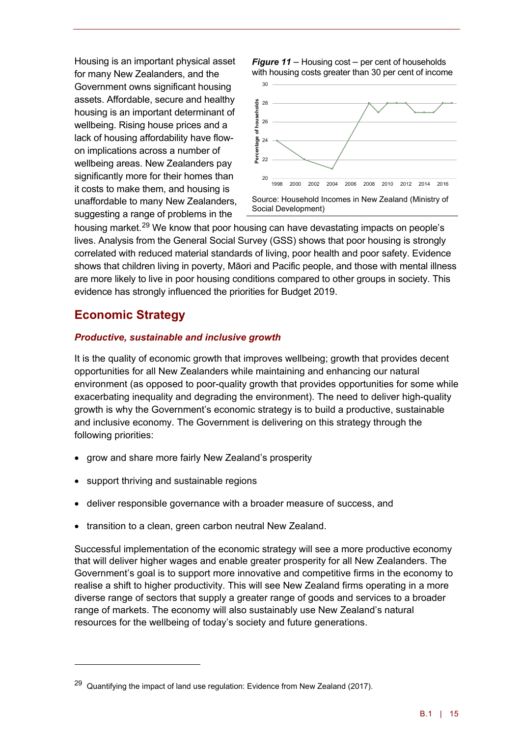Housing is an important physical asset for many New Zealanders, and the Government owns significant housing assets. Affordable, secure and healthy housing is an important determinant of wellbeing. Rising house prices and a lack of housing affordability have flow-on implications across a number of wellbeing areas. New Zealanders pay significantly more for their homes than it costs to make them, and housing is unaffordable to many New Zealanders, suggesting a range of problems in the housing market.[29] We know that poor housing can have devastating impacts on people's lives. Analysis from the General Social Survey (GSS) shows that poor housing is strongly correlated with reduced material standards of living, poor health and poor safety. Evidence shows that children living in poverty, Māori and Pacific people, and those with mental illness are more likely to live in poor housing conditions compared to other groups in society. This evidence has strongly influenced the priorities for Budget 2019.

***Figure 11*** – Housing cost – per cent of households with housing costs greater than 30 per cent of income

Source: Household Incomes in New Zealand (Ministry of Social Development)

## Economic Strategy

### *Productive, sustainable and inclusive growth*

It is the quality of economic growth that improves wellbeing; growth that provides decent opportunities for all New Zealanders while maintaining and enhancing our natural environment (as opposed to poor-quality growth that provides opportunities for some while exacerbating inequality and degrading the environment). The need to deliver high-quality growth is why the Government's economic strategy is to build a productive, sustainable and inclusive economy. The Government is delivering on this strategy through the following priorities:

- grow and share more fairly New Zealand's prosperity
- support thriving and sustainable regions
- deliver responsible governance with a broader measure of success, and
- transition to a clean, green carbon neutral New Zealand.

Successful implementation of the economic strategy will see a more productive economy that will deliver higher wages and enable greater prosperity for all New Zealanders. The Government's goal is to support more innovative and competitive firms in the economy to realise a shift to higher productivity. This will see New Zealand firms operating in a more diverse range of sectors that supply a greater range of goods and services to a broader range of markets. The economy will also sustainably use New Zealand's natural resources for the wellbeing of today's society and future generations.

[29] Quantifying the impact of land use regulation: Evidence from New Zealand (2017).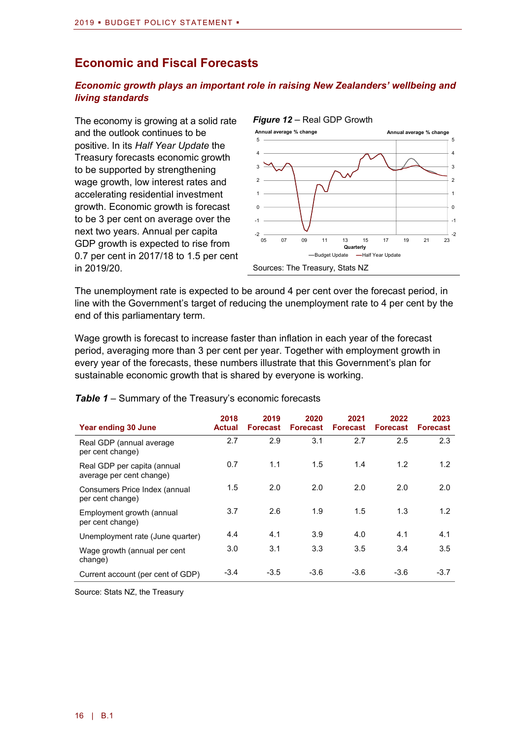## Economic and Fiscal Forecasts

### *Economic growth plays an important role in raising New Zealanders' wellbeing and living standards*

The economy is growing at a solid rate and the outlook continues to be positive. In its *Half Year Update* the Treasury forecasts economic growth to be supported by strengthening wage growth, low interest rates and accelerating residential investment growth. Economic growth is forecast to be 3 per cent on average over the next two years. Annual per capita GDP growth is expected to rise from 0.7 per cent in 2017/18 to 1.5 per cent in 2019/20.

***Figure 12*** – Real GDP Growth

Sources: The Treasury, Stats NZ

The unemployment rate is expected to be around 4 per cent over the forecast period, in line with the Government's target of reducing the unemployment rate to 4 per cent by the end of this parliamentary term.

Wage growth is forecast to increase faster than inflation in each year of the forecast period, averaging more than 3 per cent per year. Together with employment growth in every year of the forecasts, these numbers illustrate that this Government's plan for sustainable economic growth that is shared by everyone is working.

***Table 1*** – Summary of the Treasury's economic forecasts

| Year ending 30 June | 2018 Actual | 2019 Forecast | 2020 Forecast | 2021 Forecast | 2022 Forecast | 2023 Forecast |
|---|---|---|---|---|---|---|
| Real GDP (annual average per cent change) | 2.7 | 2.9 | 3.1 | 2.7 | 2.5 | 2.3 |
| Real GDP per capita (annual average per cent change) | 0.7 | 1.1 | 1.5 | 1.4 | 1.2 | 1.2 |
| Consumers Price Index (annual per cent change) | 1.5 | 2.0 | 2.0 | 2.0 | 2.0 | 2.0 |
| Employment growth (annual per cent change) | 3.7 | 2.6 | 1.9 | 1.5 | 1.3 | 1.2 |
| Unemployment rate (June quarter) | 4.4 | 4.1 | 3.9 | 4.0 | 4.1 | 4.1 |
| Wage growth (annual per cent change) | 3.0 | 3.1 | 3.3 | 3.5 | 3.4 | 3.5 |
| Current account (per cent of GDP) | -3.4 | -3.5 | -3.6 | -3.6 | -3.6 | -3.7 |

Source: Stats NZ, the Treasury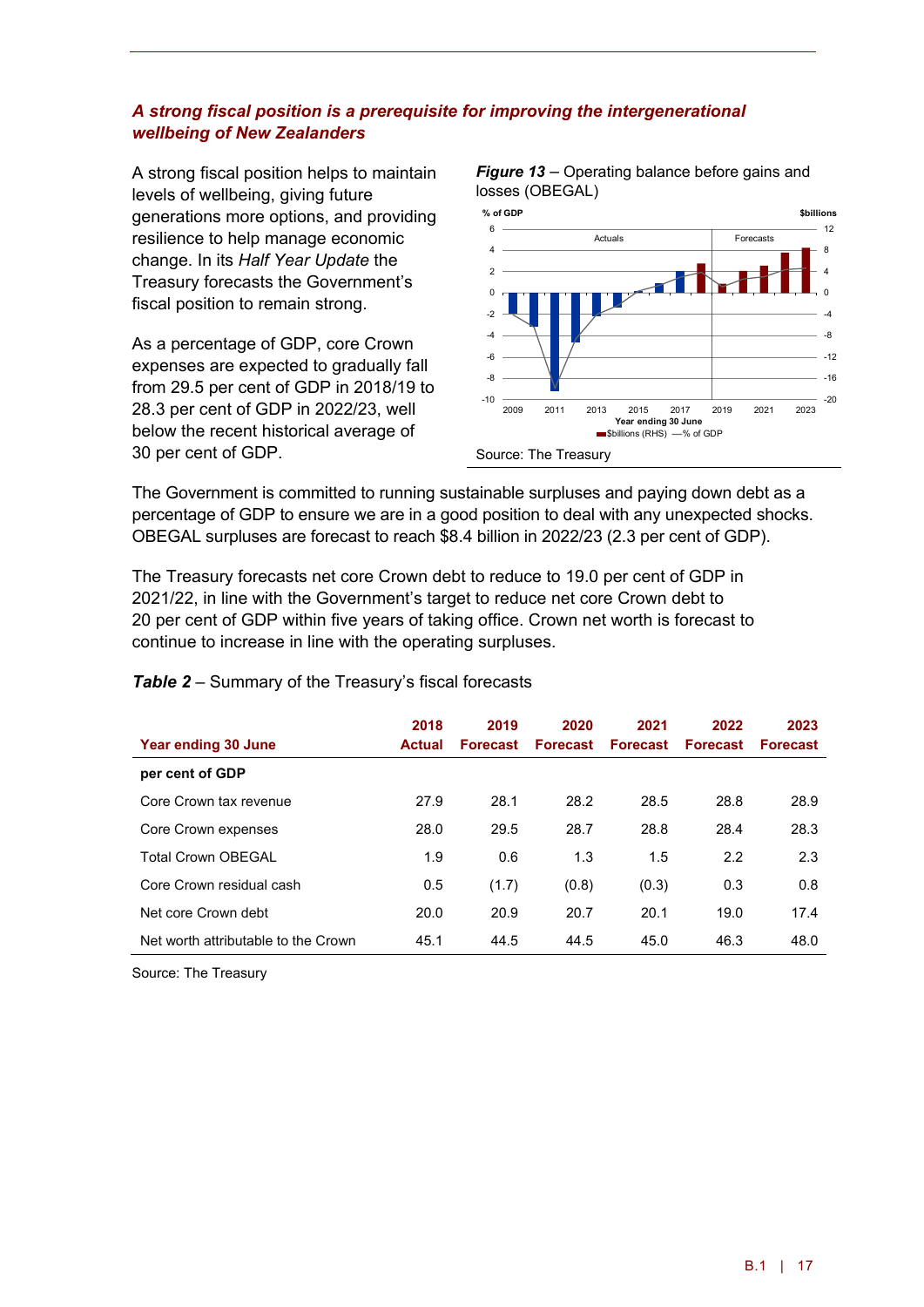### *A strong fiscal position is a prerequisite for improving the intergenerational wellbeing of New Zealanders*

A strong fiscal position helps to maintain levels of wellbeing, giving future generations more options, and providing resilience to help manage economic change. In its *Half Year Update* the Treasury forecasts the Government's fiscal position to remain strong.

As a percentage of GDP, core Crown expenses are expected to gradually fall from 29.5 per cent of GDP in 2018/19 to 28.3 per cent of GDP in 2022/23, well below the recent historical average of 30 per cent of GDP.

***Figure 13*** – Operating balance before gains and losses (OBEGAL)

Source: The Treasury

The Government is committed to running sustainable surpluses and paying down debt as a percentage of GDP to ensure we are in a good position to deal with any unexpected shocks. OBEGAL surpluses are forecast to reach $8.4 billion in 2022/23 (2.3 per cent of GDP).

The Treasury forecasts net core Crown debt to reduce to 19.0 per cent of GDP in 2021/22, in line with the Government's target to reduce net core Crown debt to 20 per cent of GDP within five years of taking office. Crown net worth is forecast to continue to increase in line with the operating surpluses.

***Table 2*** – Summary of the Treasury's fiscal forecasts

| Year ending 30 June | 2018 Actual | 2019 Forecast | 2020 Forecast | 2021 Forecast | 2022 Forecast | 2023 Forecast |
|---|---|---|---|---|---|---|
| **per cent of GDP** | | | | | | |
| Core Crown tax revenue | 27.9 | 28.1 | 28.2 | 28.5 | 28.8 | 28.9 |
| Core Crown expenses | 28.0 | 29.5 | 28.7 | 28.8 | 28.4 | 28.3 |
| Total Crown OBEGAL | 1.9 | 0.6 | 1.3 | 1.5 | 2.2 | 2.3 |
| Core Crown residual cash | 0.5 | (1.7) | (0.8) | (0.3) | 0.3 | 0.8 |
| Net core Crown debt | 20.0 | 20.9 | 20.7 | 20.1 | 19.0 | 17.4 |
| Net worth attributable to the Crown | 45.1 | 44.5 | 44.5 | 45.0 | 46.3 | 48.0 |

Source: The Treasury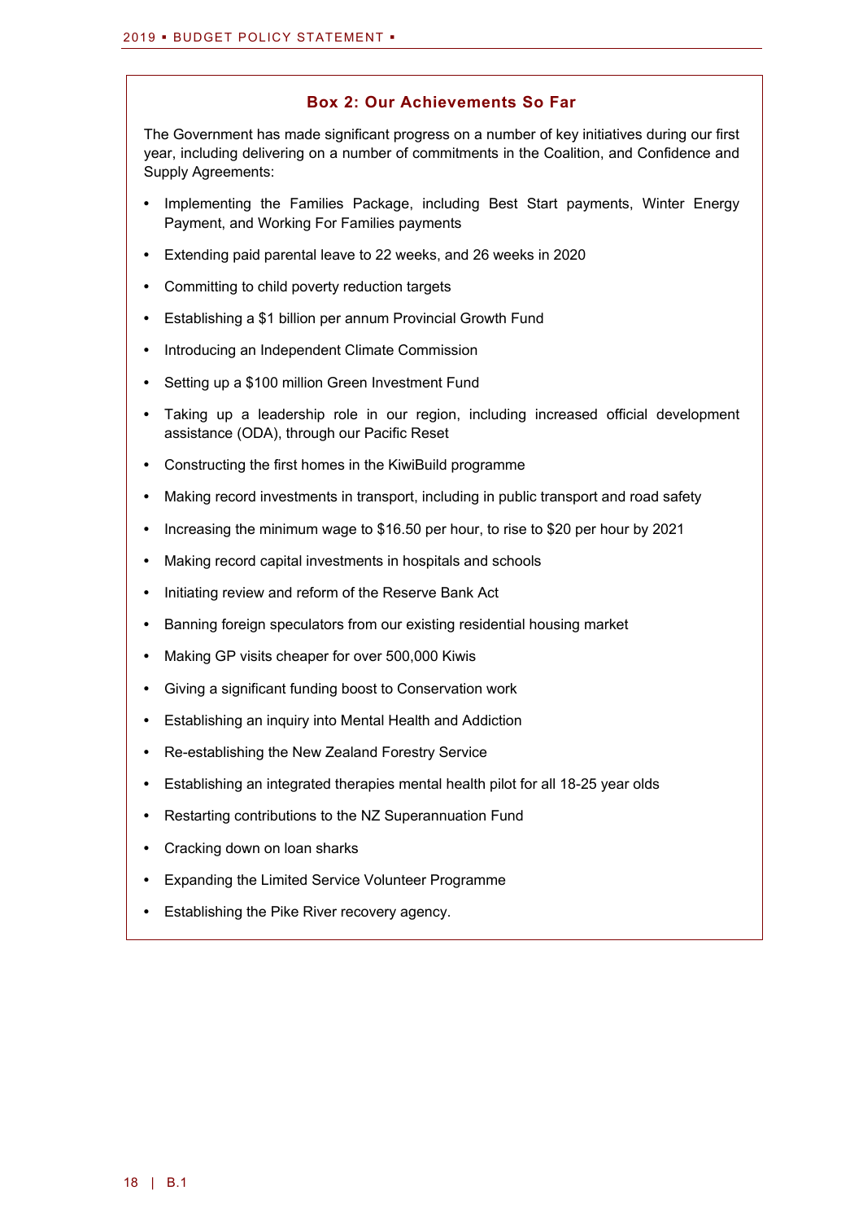### Box 2: Our Achievements So Far

The Government has made significant progress on a number of key initiatives during our first year, including delivering on a number of commitments in the Coalition, and Confidence and Supply Agreements:

- Implementing the Families Package, including Best Start payments, Winter Energy Payment, and Working For Families payments
- Extending paid parental leave to 22 weeks, and 26 weeks in 2020
- Committing to child poverty reduction targets
- Establishing a $1 billion per annum Provincial Growth Fund
- Introducing an Independent Climate Commission
- Setting up a $100 million Green Investment Fund
- Taking up a leadership role in our region, including increased official development assistance (ODA), through our Pacific Reset
- Constructing the first homes in the KiwiBuild programme
- Making record investments in transport, including in public transport and road safety
- Increasing the minimum wage to $16.50 per hour, to rise to $20 per hour by 2021
- Making record capital investments in hospitals and schools
- Initiating review and reform of the Reserve Bank Act
- Banning foreign speculators from our existing residential housing market
- Making GP visits cheaper for over 500,000 Kiwis
- Giving a significant funding boost to Conservation work
- Establishing an inquiry into Mental Health and Addiction
- Re-establishing the New Zealand Forestry Service
- Establishing an integrated therapies mental health pilot for all 18-25 year olds
- Restarting contributions to the NZ Superannuation Fund
- Cracking down on loan sharks
- Expanding the Limited Service Volunteer Programme
- Establishing the Pike River recovery agency.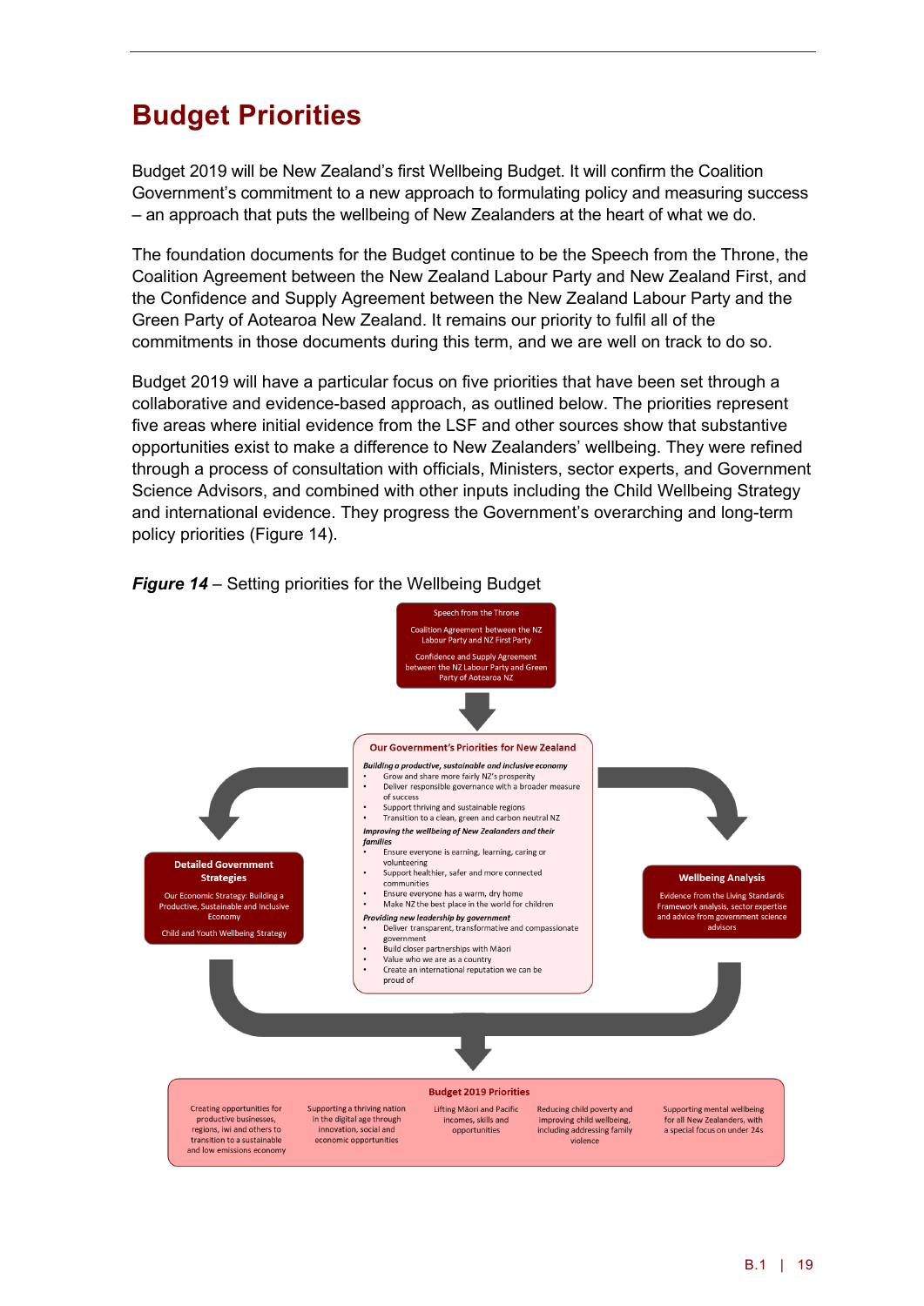# Budget Priorities

Budget 2019 will be New Zealand's first Wellbeing Budget. It will confirm the Coalition Government's commitment to a new approach to formulating policy and measuring success – an approach that puts the wellbeing of New Zealanders at the heart of what we do.

The foundation documents for the Budget continue to be the Speech from the Throne, the Coalition Agreement between the New Zealand Labour Party and New Zealand First, and the Confidence and Supply Agreement between the New Zealand Labour Party and the Green Party of Aotearoa New Zealand. It remains our priority to fulfil all of the commitments in those documents during this term, and we are well on track to do so.

Budget 2019 will have a particular focus on five priorities that have been set through a collaborative and evidence-based approach, as outlined below. The priorities represent five areas where initial evidence from the LSF and other sources show that substantive opportunities exist to make a difference to New Zealanders' wellbeing. They were refined through a process of consultation with officials, Ministers, sector experts, and Government Science Advisors, and combined with other inputs including the Child Wellbeing Strategy and international evidence. They progress the Government's overarching and long-term policy priorities (Figure 14).

***Figure 14*** – Setting priorities for the Wellbeing Budget

Speech from the Throne

Coalition Agreement between the NZ Labour Party and NZ First Party

Confidence and Supply Agreement between the NZ Labour Party and Green Party of Aotearoa NZ

**Our Government's Priorities for New Zealand**

***Building a productive, sustainable and inclusive economy***

- Grow and share more fairly NZ's prosperity
- Deliver responsible governance with a broader measure of success
- Support thriving and sustainable regions
- Transition to a clean, green and carbon neutral NZ

***Improving the wellbeing of New Zealanders and their families***

- Ensure everyone is earning, learning, caring or volunteering
- Support healthier, safer and more connected communities
- Ensure everyone has a warm, dry home
- Make NZ the best place in the world for children

***Providing new leadership by government***

- Deliver transparent, transformative and compassionate government
- Build closer partnerships with Māori
- Value who we are as a country
- Create an international reputation we can be proud of

**Detailed Government Strategies**

Our Economic Strategy: Building a Productive, Sustainable and Inclusive Economy

Child and Youth Wellbeing Strategy

**Wellbeing Analysis**

Evidence from the Living Standards Framework analysis, sector expertise and advice from government science advisors

**Budget 2019 Priorities**

- Creating opportunities for productive businesses, regions, iwi and others to transition to a sustainable and low emissions economy
- Supporting a thriving nation in the digital age through innovation, social and economic opportunities
- Lifting Māori and Pacific incomes, skills and opportunities
- Reducing child poverty and improving child wellbeing, including addressing family violence
- Supporting mental wellbeing for all New Zealanders, with a special focus on under 24s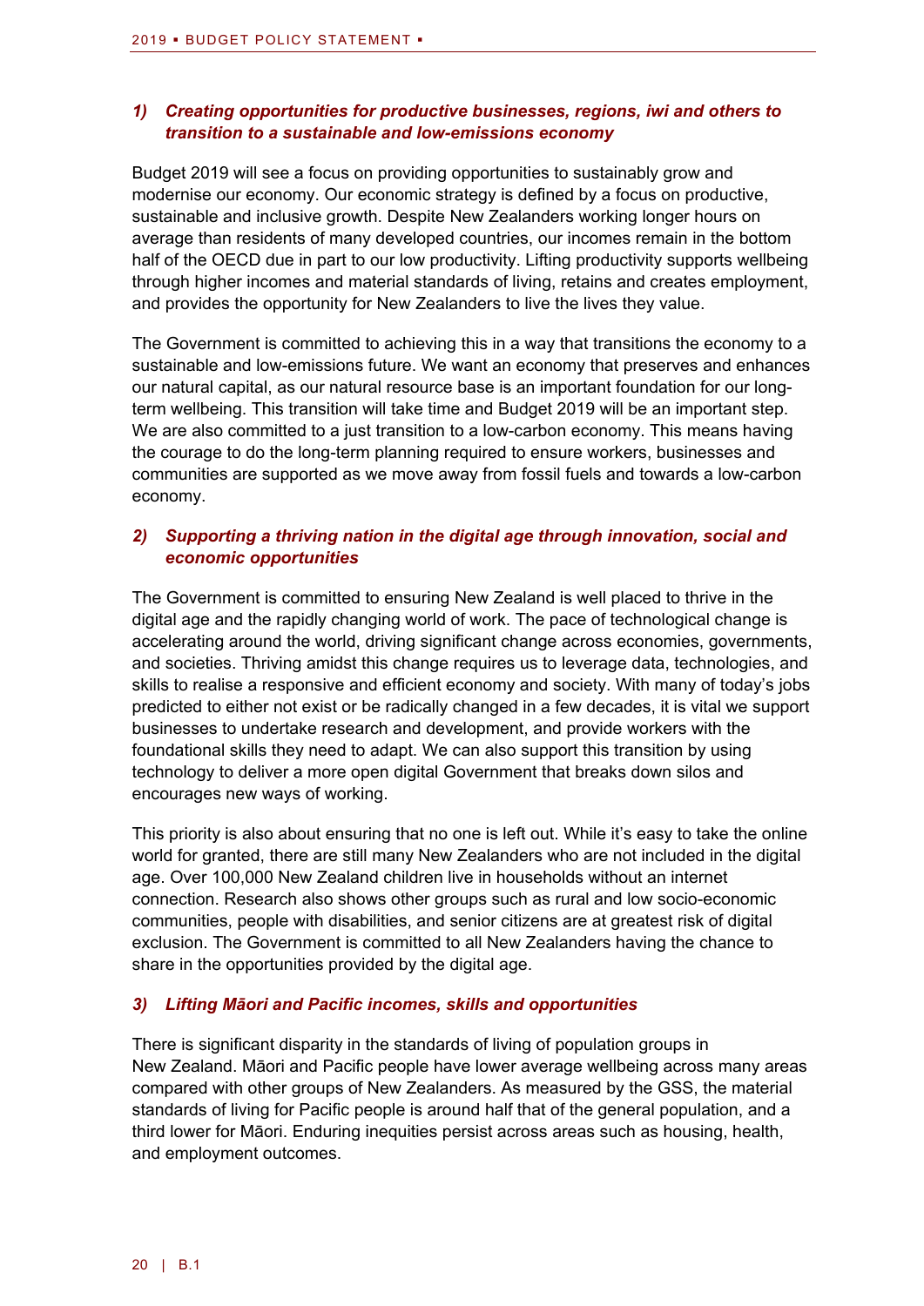### *1) Creating opportunities for productive businesses, regions, iwi and others to transition to a sustainable and low-emissions economy*

Budget 2019 will see a focus on providing opportunities to sustainably grow and modernise our economy. Our economic strategy is defined by a focus on productive, sustainable and inclusive growth. Despite New Zealanders working longer hours on average than residents of many developed countries, our incomes remain in the bottom half of the OECD due in part to our low productivity. Lifting productivity supports wellbeing through higher incomes and material standards of living, retains and creates employment, and provides the opportunity for New Zealanders to live the lives they value.

The Government is committed to achieving this in a way that transitions the economy to a sustainable and low-emissions future. We want an economy that preserves and enhances our natural capital, as our natural resource base is an important foundation for our long-term wellbeing. This transition will take time and Budget 2019 will be an important step. We are also committed to a just transition to a low-carbon economy. This means having the courage to do the long-term planning required to ensure workers, businesses and communities are supported as we move away from fossil fuels and towards a low-carbon economy.

### *2) Supporting a thriving nation in the digital age through innovation, social and economic opportunities*

The Government is committed to ensuring New Zealand is well placed to thrive in the digital age and the rapidly changing world of work. The pace of technological change is accelerating around the world, driving significant change across economies, governments, and societies. Thriving amidst this change requires us to leverage data, technologies, and skills to realise a responsive and efficient economy and society. With many of today's jobs predicted to either not exist or be radically changed in a few decades, it is vital we support businesses to undertake research and development, and provide workers with the foundational skills they need to adapt. We can also support this transition by using technology to deliver a more open digital Government that breaks down silos and encourages new ways of working.

This priority is also about ensuring that no one is left out. While it's easy to take the online world for granted, there are still many New Zealanders who are not included in the digital age. Over 100,000 New Zealand children live in households without an internet connection. Research also shows other groups such as rural and low socio-economic communities, people with disabilities, and senior citizens are at greatest risk of digital exclusion. The Government is committed to all New Zealanders having the chance to share in the opportunities provided by the digital age.

### *3) Lifting Māori and Pacific incomes, skills and opportunities*

There is significant disparity in the standards of living of population groups in New Zealand. Māori and Pacific people have lower average wellbeing across many areas compared with other groups of New Zealanders. As measured by the GSS, the material standards of living for Pacific people is around half that of the general population, and a third lower for Māori. Enduring inequities persist across areas such as housing, health, and employment outcomes.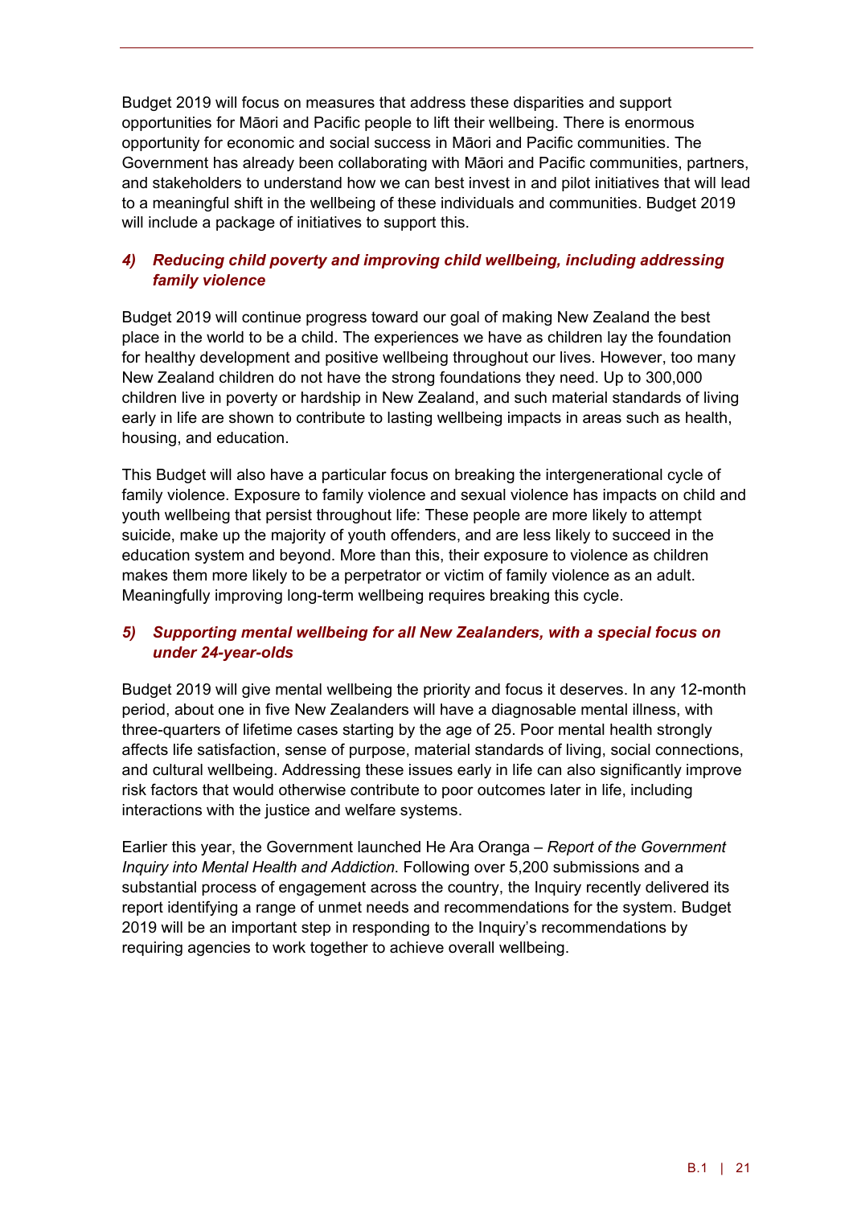Budget 2019 will focus on measures that address these disparities and support opportunities for Māori and Pacific people to lift their wellbeing. There is enormous opportunity for economic and social success in Māori and Pacific communities. The Government has already been collaborating with Māori and Pacific communities, partners, and stakeholders to understand how we can best invest in and pilot initiatives that will lead to a meaningful shift in the wellbeing of these individuals and communities. Budget 2019 will include a package of initiatives to support this.

### *4) Reducing child poverty and improving child wellbeing, including addressing family violence*

Budget 2019 will continue progress toward our goal of making New Zealand the best place in the world to be a child. The experiences we have as children lay the foundation for healthy development and positive wellbeing throughout our lives. However, too many New Zealand children do not have the strong foundations they need. Up to 300,000 children live in poverty or hardship in New Zealand, and such material standards of living early in life are shown to contribute to lasting wellbeing impacts in areas such as health, housing, and education.

This Budget will also have a particular focus on breaking the intergenerational cycle of family violence. Exposure to family violence and sexual violence has impacts on child and youth wellbeing that persist throughout life: These people are more likely to attempt suicide, make up the majority of youth offenders, and are less likely to succeed in the education system and beyond. More than this, their exposure to violence as children makes them more likely to be a perpetrator or victim of family violence as an adult. Meaningfully improving long-term wellbeing requires breaking this cycle.

### *5) Supporting mental wellbeing for all New Zealanders, with a special focus on under 24-year-olds*

Budget 2019 will give mental wellbeing the priority and focus it deserves. In any 12-month period, about one in five New Zealanders will have a diagnosable mental illness, with three-quarters of lifetime cases starting by the age of 25. Poor mental health strongly affects life satisfaction, sense of purpose, material standards of living, social connections, and cultural wellbeing. Addressing these issues early in life can also significantly improve risk factors that would otherwise contribute to poor outcomes later in life, including interactions with the justice and welfare systems.

Earlier this year, the Government launched He Ara Oranga – *Report of the Government Inquiry into Mental Health and Addiction.* Following over 5,200 submissions and a substantial process of engagement across the country, the Inquiry recently delivered its report identifying a range of unmet needs and recommendations for the system. Budget 2019 will be an important step in responding to the Inquiry's recommendations by requiring agencies to work together to achieve overall wellbeing.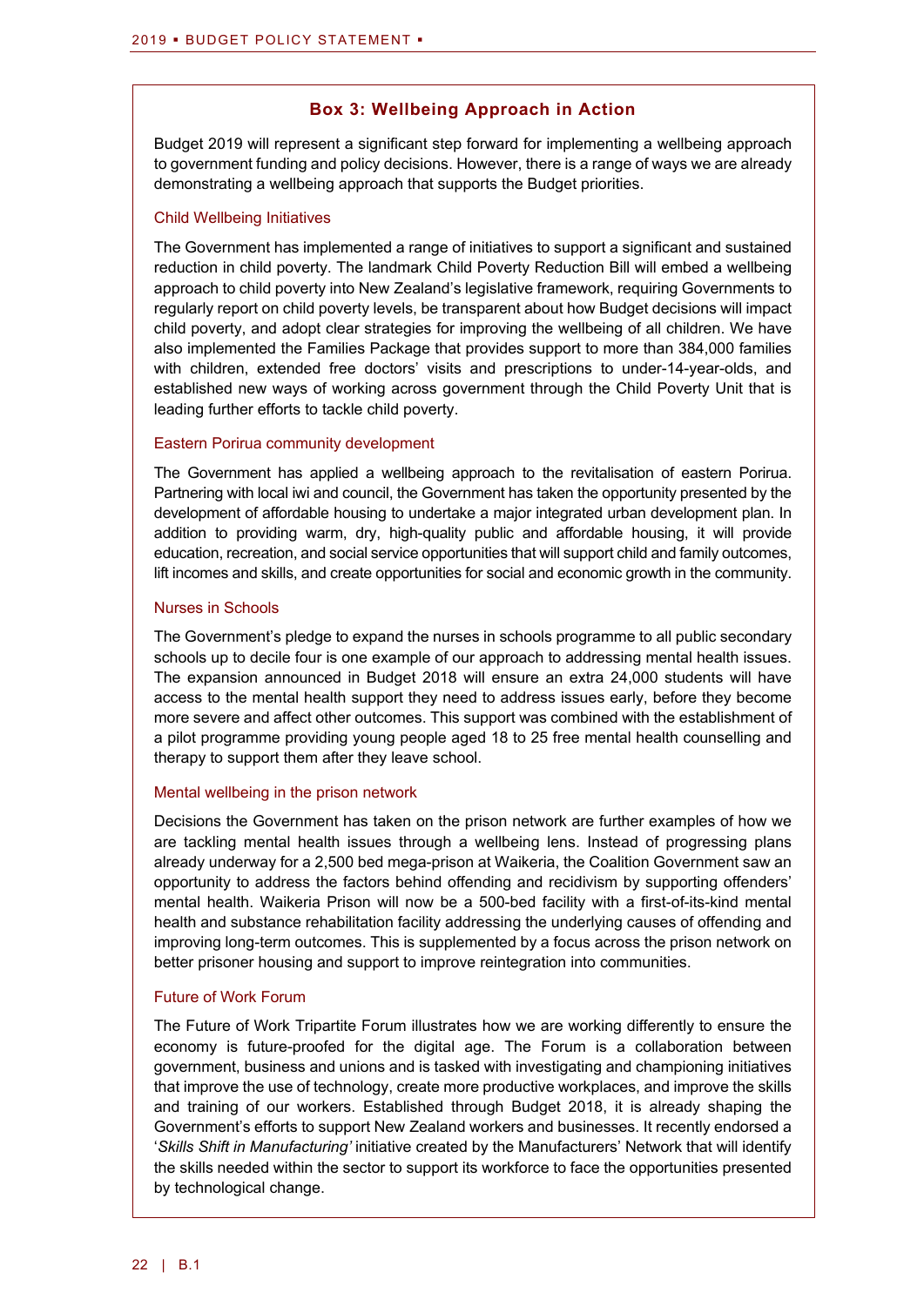### Box 3: Wellbeing Approach in Action

Budget 2019 will represent a significant step forward for implementing a wellbeing approach to government funding and policy decisions. However, there is a range of ways we are already demonstrating a wellbeing approach that supports the Budget priorities.

#### Child Wellbeing Initiatives

The Government has implemented a range of initiatives to support a significant and sustained reduction in child poverty. The landmark Child Poverty Reduction Bill will embed a wellbeing approach to child poverty into New Zealand's legislative framework, requiring Governments to regularly report on child poverty levels, be transparent about how Budget decisions will impact child poverty, and adopt clear strategies for improving the wellbeing of all children. We have also implemented the Families Package that provides support to more than 384,000 families with children, extended free doctors' visits and prescriptions to under-14-year-olds, and established new ways of working across government through the Child Poverty Unit that is leading further efforts to tackle child poverty.

#### Eastern Porirua community development

The Government has applied a wellbeing approach to the revitalisation of eastern Porirua. Partnering with local iwi and council, the Government has taken the opportunity presented by the development of affordable housing to undertake a major integrated urban development plan. In addition to providing warm, dry, high-quality public and affordable housing, it will provide education, recreation, and social service opportunities that will support child and family outcomes, lift incomes and skills, and create opportunities for social and economic growth in the community.

#### Nurses in Schools

The Government's pledge to expand the nurses in schools programme to all public secondary schools up to decile four is one example of our approach to addressing mental health issues. The expansion announced in Budget 2018 will ensure an extra 24,000 students will have access to the mental health support they need to address issues early, before they become more severe and affect other outcomes. This support was combined with the establishment of a pilot programme providing young people aged 18 to 25 free mental health counselling and therapy to support them after they leave school.

#### Mental wellbeing in the prison network

Decisions the Government has taken on the prison network are further examples of how we are tackling mental health issues through a wellbeing lens. Instead of progressing plans already underway for a 2,500 bed mega-prison at Waikeria, the Coalition Government saw an opportunity to address the factors behind offending and recidivism by supporting offenders' mental health. Waikeria Prison will now be a 500-bed facility with a first-of-its-kind mental health and substance rehabilitation facility addressing the underlying causes of offending and improving long-term outcomes. This is supplemented by a focus across the prison network on better prisoner housing and support to improve reintegration into communities.

#### Future of Work Forum

The Future of Work Tripartite Forum illustrates how we are working differently to ensure the economy is future-proofed for the digital age. The Forum is a collaboration between government, business and unions and is tasked with investigating and championing initiatives that improve the use of technology, create more productive workplaces, and improve the skills and training of our workers. Established through Budget 2018, it is already shaping the Government's efforts to support New Zealand workers and businesses. It recently endorsed a '*Skills Shift in Manufacturing'* initiative created by the Manufacturers' Network that will identify the skills needed within the sector to support its workforce to face the opportunities presented by technological change.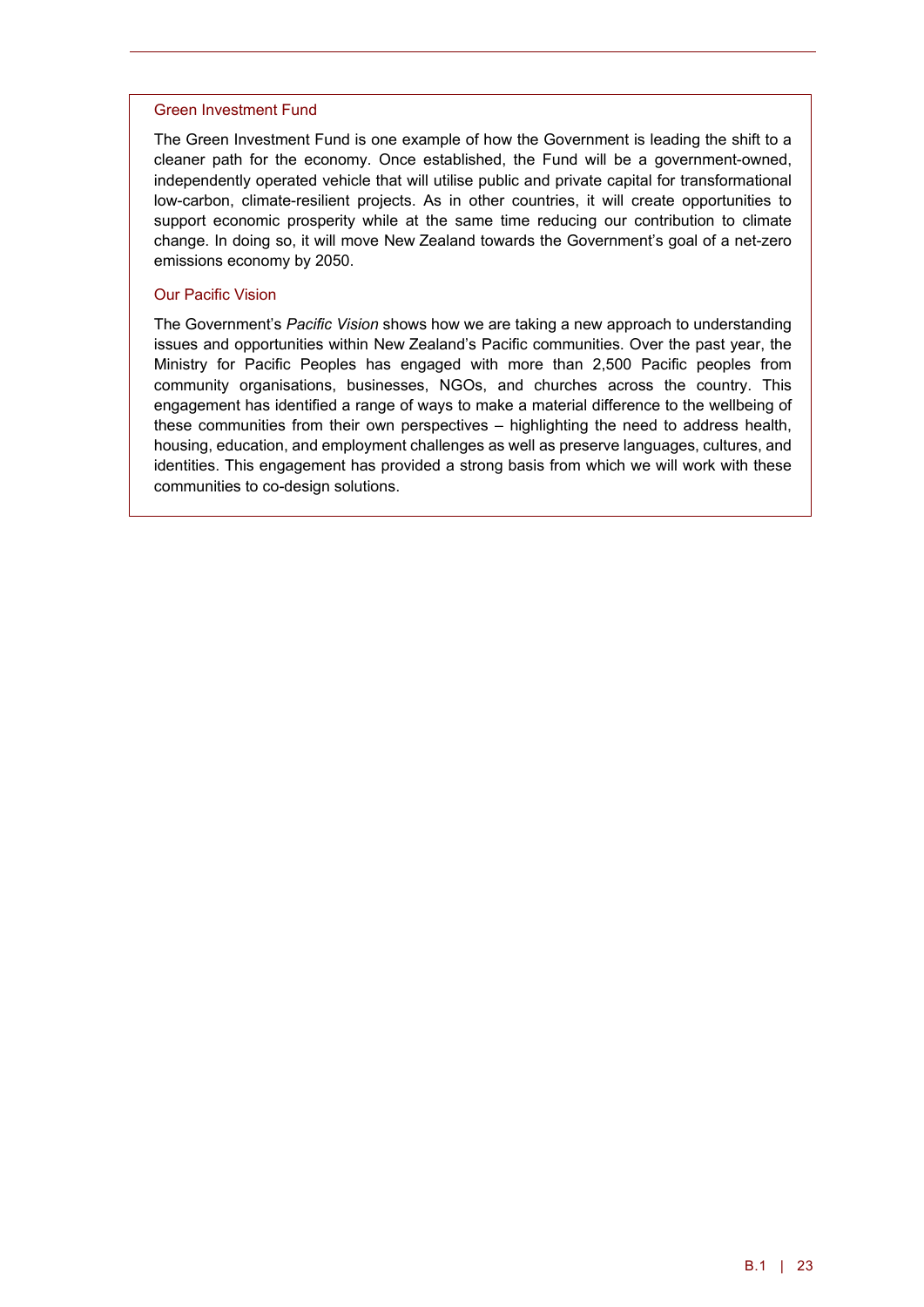### Green Investment Fund

The Green Investment Fund is one example of how the Government is leading the shift to a cleaner path for the economy. Once established, the Fund will be a government-owned, independently operated vehicle that will utilise public and private capital for transformational low-carbon, climate-resilient projects. As in other countries, it will create opportunities to support economic prosperity while at the same time reducing our contribution to climate change. In doing so, it will move New Zealand towards the Government's goal of a net-zero emissions economy by 2050.

### Our Pacific Vision

The Government's *Pacific Vision* shows how we are taking a new approach to understanding issues and opportunities within New Zealand's Pacific communities. Over the past year, the Ministry for Pacific Peoples has engaged with more than 2,500 Pacific peoples from community organisations, businesses, NGOs, and churches across the country. This engagement has identified a range of ways to make a material difference to the wellbeing of these communities from their own perspectives – highlighting the need to address health, housing, education, and employment challenges as well as preserve languages, cultures, and identities. This engagement has provided a strong basis from which we will work with these communities to co-design solutions.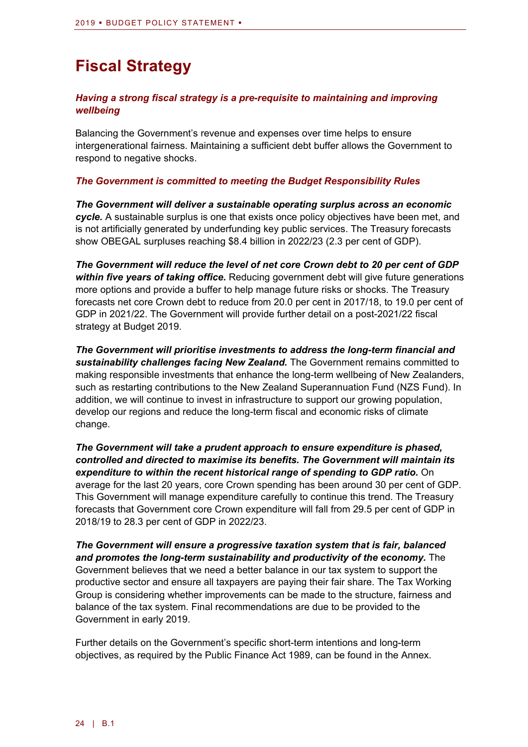# Fiscal Strategy

***Having a strong fiscal strategy is a pre-requisite to maintaining and improving wellbeing***

Balancing the Government's revenue and expenses over time helps to ensure intergenerational fairness. Maintaining a sufficient debt buffer allows the Government to respond to negative shocks.

***The Government is committed to meeting the Budget Responsibility Rules***

***The Government will deliver a sustainable operating surplus across an economic cycle.*** A sustainable surplus is one that exists once policy objectives have been met, and is not artificially generated by underfunding key public services. The Treasury forecasts show OBEGAL surpluses reaching $8.4 billion in 2022/23 (2.3 per cent of GDP).

***The Government will reduce the level of net core Crown debt to 20 per cent of GDP within five years of taking office.*** Reducing government debt will give future generations more options and provide a buffer to help manage future risks or shocks. The Treasury forecasts net core Crown debt to reduce from 20.0 per cent in 2017/18, to 19.0 per cent of GDP in 2021/22. The Government will provide further detail on a post-2021/22 fiscal strategy at Budget 2019.

***The Government will prioritise investments to address the long-term financial and sustainability challenges facing New Zealand.*** The Government remains committed to making responsible investments that enhance the long-term wellbeing of New Zealanders, such as restarting contributions to the New Zealand Superannuation Fund (NZS Fund). In addition, we will continue to invest in infrastructure to support our growing population, develop our regions and reduce the long-term fiscal and economic risks of climate change.

***The Government will take a prudent approach to ensure expenditure is phased, controlled and directed to maximise its benefits. The Government will maintain its expenditure to within the recent historical range of spending to GDP ratio.*** On average for the last 20 years, core Crown spending has been around 30 per cent of GDP. This Government will manage expenditure carefully to continue this trend. The Treasury forecasts that Government core Crown expenditure will fall from 29.5 per cent of GDP in 2018/19 to 28.3 per cent of GDP in 2022/23.

***The Government will ensure a progressive taxation system that is fair, balanced and promotes the long-term sustainability and productivity of the economy.*** The Government believes that we need a better balance in our tax system to support the productive sector and ensure all taxpayers are paying their fair share. The Tax Working Group is considering whether improvements can be made to the structure, fairness and balance of the tax system. Final recommendations are due to be provided to the Government in early 2019.

Further details on the Government's specific short-term intentions and long-term objectives, as required by the Public Finance Act 1989, can be found in the Annex.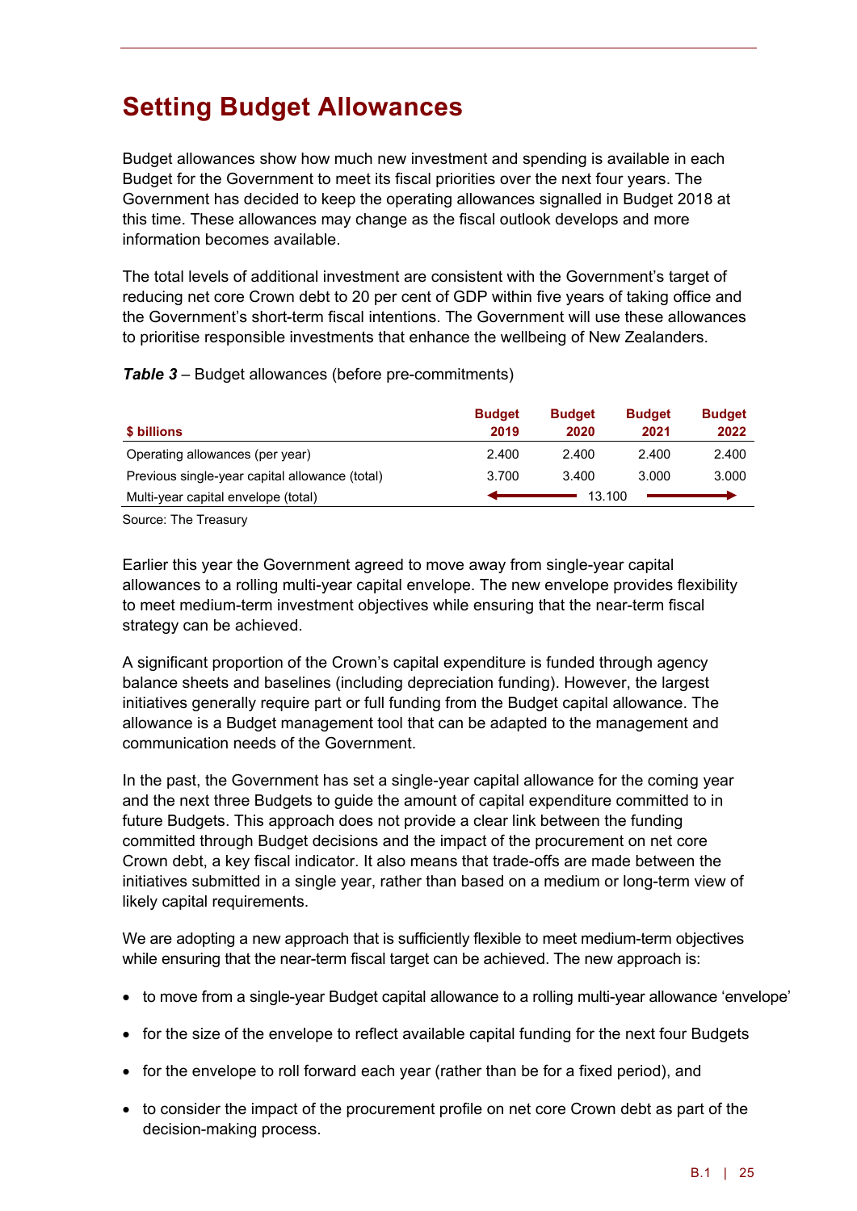# Setting Budget Allowances

Budget allowances show how much new investment and spending is available in each Budget for the Government to meet its fiscal priorities over the next four years. The Government has decided to keep the operating allowances signalled in Budget 2018 at this time. These allowances may change as the fiscal outlook develops and more information becomes available.

The total levels of additional investment are consistent with the Government's target of reducing net core Crown debt to 20 per cent of GDP within five years of taking office and the Government's short-term fiscal intentions. The Government will use these allowances to prioritise responsible investments that enhance the wellbeing of New Zealanders.

***Table 3*** – Budget allowances (before pre-commitments)

| $ billions | Budget 2019 | Budget 2020 | Budget 2021 | Budget 2022 |
|---|---|---|---|---|
| Operating allowances (per year) | 2.400 | 2.400 | 2.400 | 2.400 |
| Previous single-year capital allowance (total) | 3.700 | 3.400 | 3.000 | 3.000 |
| Multi-year capital envelope (total) | ← | 13.100 | | → |

Source: The Treasury

Earlier this year the Government agreed to move away from single-year capital allowances to a rolling multi-year capital envelope. The new envelope provides flexibility to meet medium-term investment objectives while ensuring that the near-term fiscal strategy can be achieved.

A significant proportion of the Crown's capital expenditure is funded through agency balance sheets and baselines (including depreciation funding). However, the largest initiatives generally require part or full funding from the Budget capital allowance. The allowance is a Budget management tool that can be adapted to the management and communication needs of the Government.

In the past, the Government has set a single-year capital allowance for the coming year and the next three Budgets to guide the amount of capital expenditure committed to in future Budgets. This approach does not provide a clear link between the funding committed through Budget decisions and the impact of the procurement on net core Crown debt, a key fiscal indicator. It also means that trade-offs are made between the initiatives submitted in a single year, rather than based on a medium or long-term view of likely capital requirements.

We are adopting a new approach that is sufficiently flexible to meet medium-term objectives while ensuring that the near-term fiscal target can be achieved. The new approach is:

- to move from a single-year Budget capital allowance to a rolling multi-year allowance 'envelope'
- for the size of the envelope to reflect available capital funding for the next four Budgets
- for the envelope to roll forward each year (rather than be for a fixed period), and
- to consider the impact of the procurement profile on net core Crown debt as part of the decision-making process.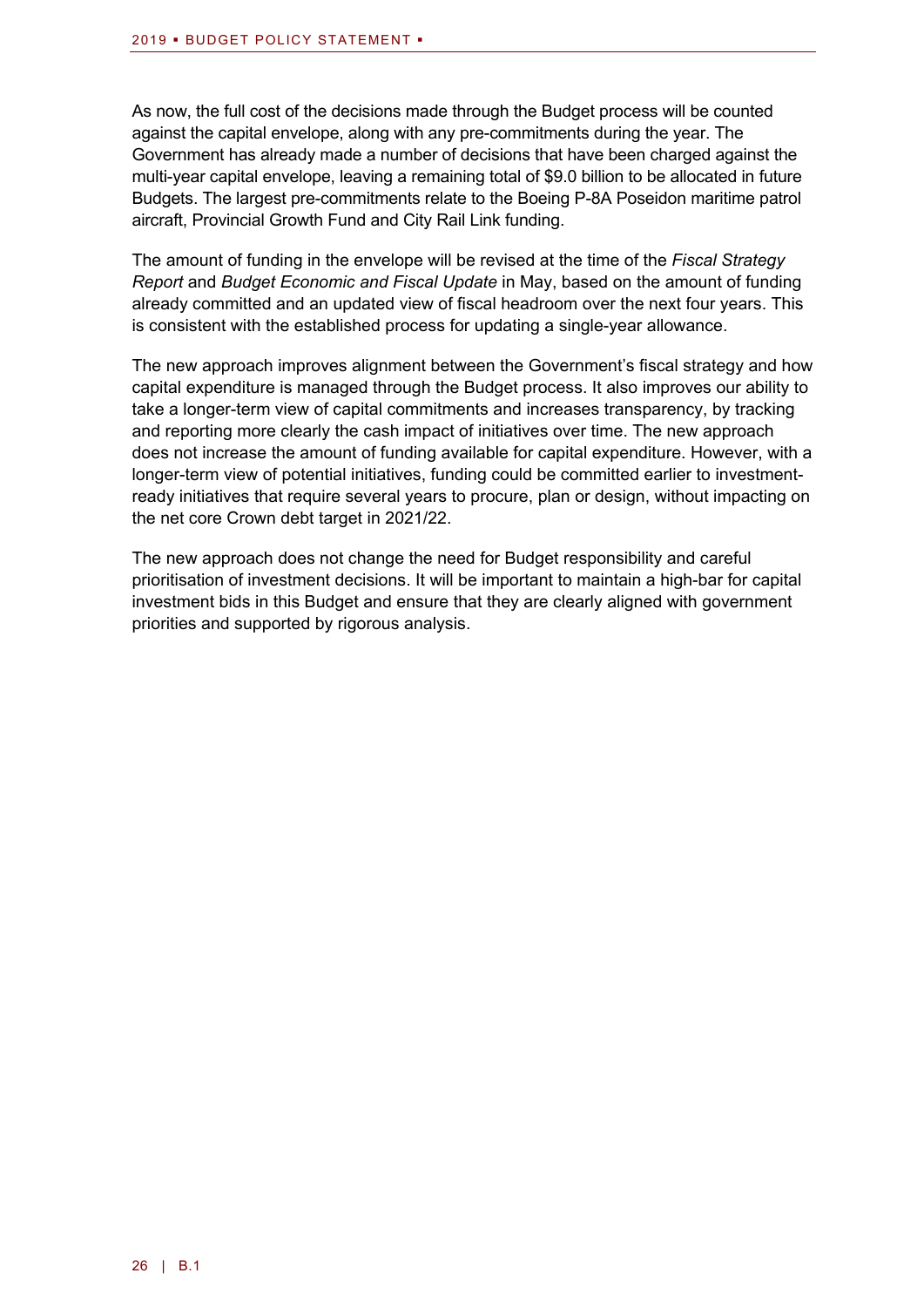As now, the full cost of the decisions made through the Budget process will be counted against the capital envelope, along with any pre-commitments during the year. The Government has already made a number of decisions that have been charged against the multi-year capital envelope, leaving a remaining total of $9.0 billion to be allocated in future Budgets. The largest pre-commitments relate to the Boeing P-8A Poseidon maritime patrol aircraft, Provincial Growth Fund and City Rail Link funding.

The amount of funding in the envelope will be revised at the time of the *Fiscal Strategy Report* and *Budget Economic and Fiscal Update* in May, based on the amount of funding already committed and an updated view of fiscal headroom over the next four years. This is consistent with the established process for updating a single-year allowance.

The new approach improves alignment between the Government's fiscal strategy and how capital expenditure is managed through the Budget process. It also improves our ability to take a longer-term view of capital commitments and increases transparency, by tracking and reporting more clearly the cash impact of initiatives over time. The new approach does not increase the amount of funding available for capital expenditure. However, with a longer-term view of potential initiatives, funding could be committed earlier to investment-ready initiatives that require several years to procure, plan or design, without impacting on the net core Crown debt target in 2021/22.

The new approach does not change the need for Budget responsibility and careful prioritisation of investment decisions. It will be important to maintain a high-bar for capital investment bids in this Budget and ensure that they are clearly aligned with government priorities and supported by rigorous analysis.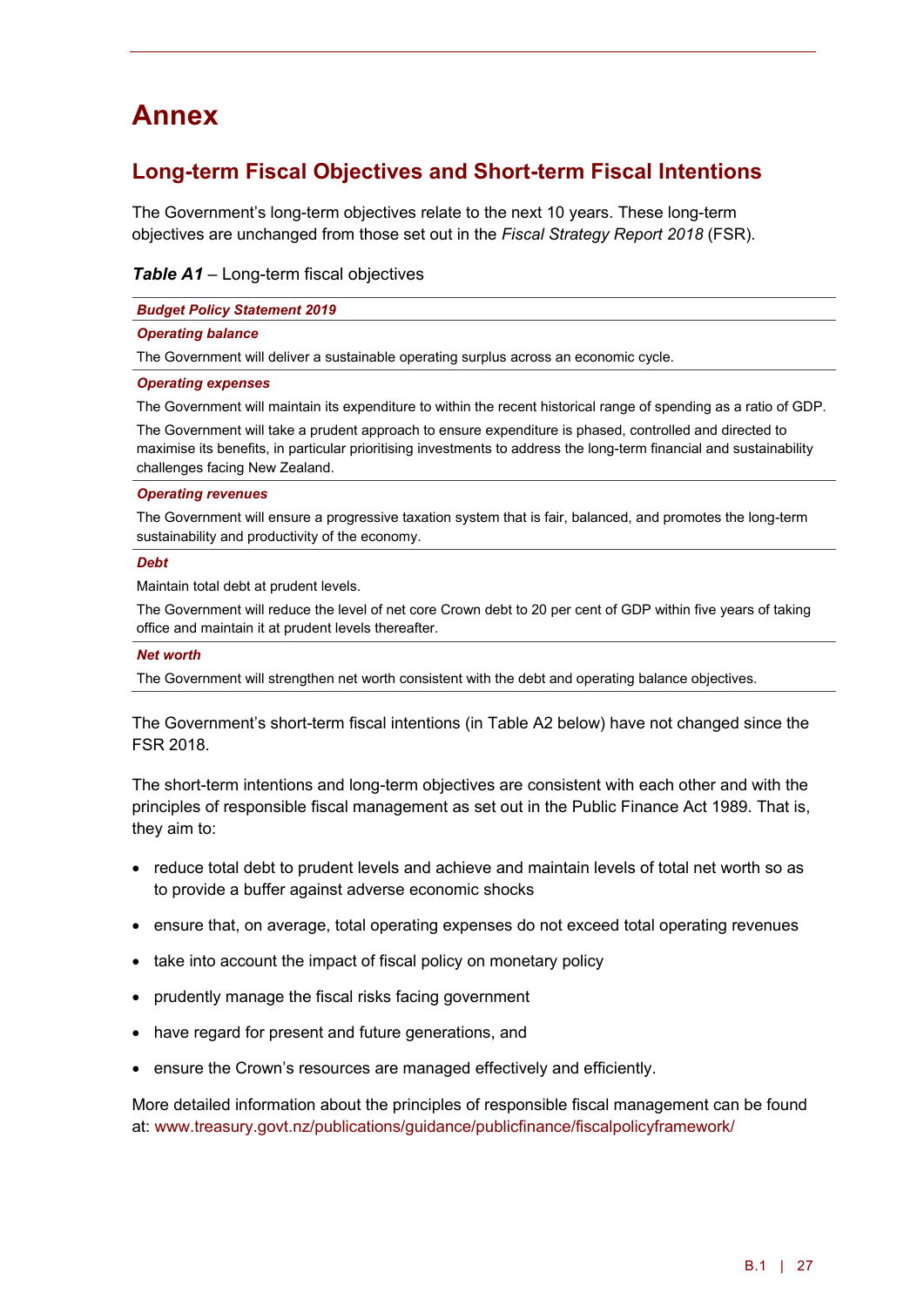# Annex

## Long-term Fiscal Objectives and Short-term Fiscal Intentions

The Government's long-term objectives relate to the next 10 years. These long-term objectives are unchanged from those set out in the *Fiscal Strategy Report 2018* (FSR).

***Table A1*** – Long-term fiscal objectives

| ***Budget Policy Statement 2019*** |
|---|
| ***Operating balance*** |
| The Government will deliver a sustainable operating surplus across an economic cycle. |
| ***Operating expenses*** |
| The Government will maintain its expenditure to within the recent historical range of spending as a ratio of GDP.<br>The Government will take a prudent approach to ensure expenditure is phased, controlled and directed to maximise its benefits, in particular prioritising investments to address the long-term financial and sustainability challenges facing New Zealand. |
| ***Operating revenues*** |
| The Government will ensure a progressive taxation system that is fair, balanced, and promotes the long-term sustainability and productivity of the economy. |
| ***Debt*** |
| Maintain total debt at prudent levels.<br>The Government will reduce the level of net core Crown debt to 20 per cent of GDP within five years of taking office and maintain it at prudent levels thereafter. |
| ***Net worth*** |
| The Government will strengthen net worth consistent with the debt and operating balance objectives. |

The Government's short-term fiscal intentions (in Table A2 below) have not changed since the FSR 2018.

The short-term intentions and long-term objectives are consistent with each other and with the principles of responsible fiscal management as set out in the Public Finance Act 1989. That is, they aim to:

- reduce total debt to prudent levels and achieve and maintain levels of total net worth so as to provide a buffer against adverse economic shocks
- ensure that, on average, total operating expenses do not exceed total operating revenues
- take into account the impact of fiscal policy on monetary policy
- prudently manage the fiscal risks facing government
- have regard for present and future generations, and
- ensure the Crown's resources are managed effectively and efficiently.

More detailed information about the principles of responsible fiscal management can be found at: www.treasury.govt.nz/publications/guidance/publicfinance/fiscalpolicyframework/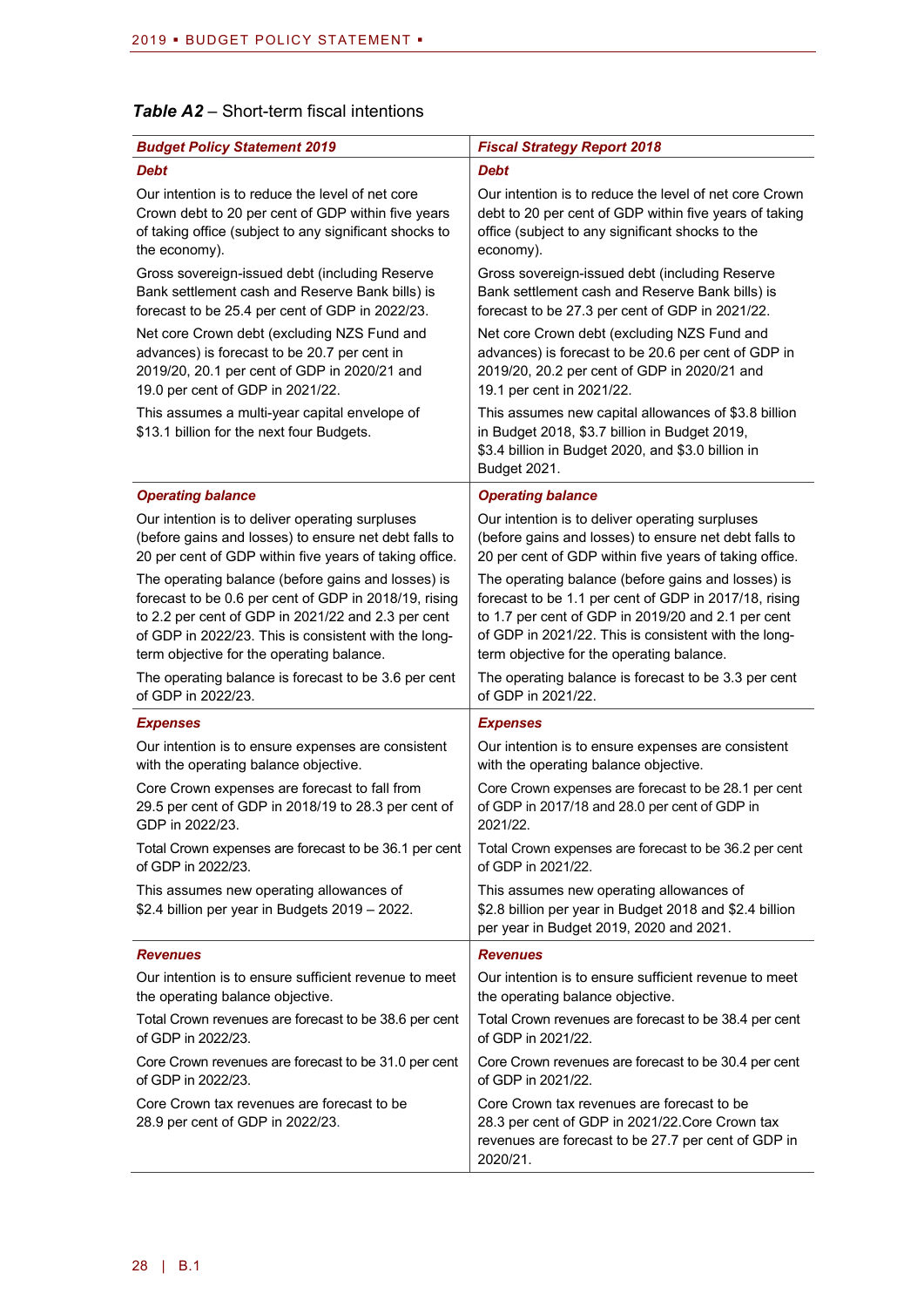***Table A2*** – Short-term fiscal intentions

| ***Budget Policy Statement 2019*** | ***Fiscal Strategy Report 2018*** |
|---|---|
| ***Debt*** | ***Debt*** |
| Our intention is to reduce the level of net core Crown debt to 20 per cent of GDP within five years of taking office (subject to any significant shocks to the economy). | Our intention is to reduce the level of net core Crown debt to 20 per cent of GDP within five years of taking office (subject to any significant shocks to the economy). |
| Gross sovereign-issued debt (including Reserve Bank settlement cash and Reserve Bank bills) is forecast to be 25.4 per cent of GDP in 2022/23. | Gross sovereign-issued debt (including Reserve Bank settlement cash and Reserve Bank bills) is forecast to be 27.3 per cent of GDP in 2021/22. |
| Net core Crown debt (excluding NZS Fund and advances) is forecast to be 20.7 per cent in 2019/20, 20.1 per cent of GDP in 2020/21 and 19.0 per cent of GDP in 2021/22. | Net core Crown debt (excluding NZS Fund and advances) is forecast to be 20.6 per cent of GDP in 2019/20, 20.2 per cent of GDP in 2020/21 and 19.1 per cent in 2021/22. |
| This assumes a multi-year capital envelope of $13.1 billion for the next four Budgets. | This assumes new capital allowances of $3.8 billion in Budget 2018, $3.7 billion in Budget 2019, $3.4 billion in Budget 2020, and $3.0 billion in Budget 2021. |
| ***Operating balance*** | ***Operating balance*** |
| Our intention is to deliver operating surpluses (before gains and losses) to ensure net debt falls to 20 per cent of GDP within five years of taking office. | Our intention is to deliver operating surpluses (before gains and losses) to ensure net debt falls to 20 per cent of GDP within five years of taking office. |
| The operating balance (before gains and losses) is forecast to be 0.6 per cent of GDP in 2018/19, rising to 2.2 per cent of GDP in 2021/22 and 2.3 per cent of GDP in 2022/23. This is consistent with the long-term objective for the operating balance. | The operating balance (before gains and losses) is forecast to be 1.1 per cent of GDP in 2017/18, rising to 1.7 per cent of GDP in 2019/20 and 2.1 per cent of GDP in 2021/22. This is consistent with the long-term objective for the operating balance. |
| The operating balance is forecast to be 3.6 per cent of GDP in 2022/23. | The operating balance is forecast to be 3.3 per cent of GDP in 2021/22. |
| ***Expenses*** | ***Expenses*** |
| Our intention is to ensure expenses are consistent with the operating balance objective. | Our intention is to ensure expenses are consistent with the operating balance objective. |
| Core Crown expenses are forecast to fall from 29.5 per cent of GDP in 2018/19 to 28.3 per cent of GDP in 2022/23. | Core Crown expenses are forecast to be 28.1 per cent of GDP in 2017/18 and 28.0 per cent of GDP in 2021/22. |
| Total Crown expenses are forecast to be 36.1 per cent of GDP in 2022/23. | Total Crown expenses are forecast to be 36.2 per cent of GDP in 2021/22. |
| This assumes new operating allowances of $2.4 billion per year in Budgets 2019 – 2022. | This assumes new operating allowances of $2.8 billion per year in Budget 2018 and $2.4 billion per year in Budget 2019, 2020 and 2021. |
| ***Revenues*** | ***Revenues*** |
| Our intention is to ensure sufficient revenue to meet the operating balance objective. | Our intention is to ensure sufficient revenue to meet the operating balance objective. |
| Total Crown revenues are forecast to be 38.6 per cent of GDP in 2022/23. | Total Crown revenues are forecast to be 38.4 per cent of GDP in 2021/22. |
| Core Crown revenues are forecast to be 31.0 per cent of GDP in 2022/23. | Core Crown revenues are forecast to be 30.4 per cent of GDP in 2021/22. |
| Core Crown tax revenues are forecast to be 28.9 per cent of GDP in 2022/23. | Core Crown tax revenues are forecast to be 28.3 per cent of GDP in 2021/22.Core Crown tax revenues are forecast to be 27.7 per cent of GDP in 2020/21. |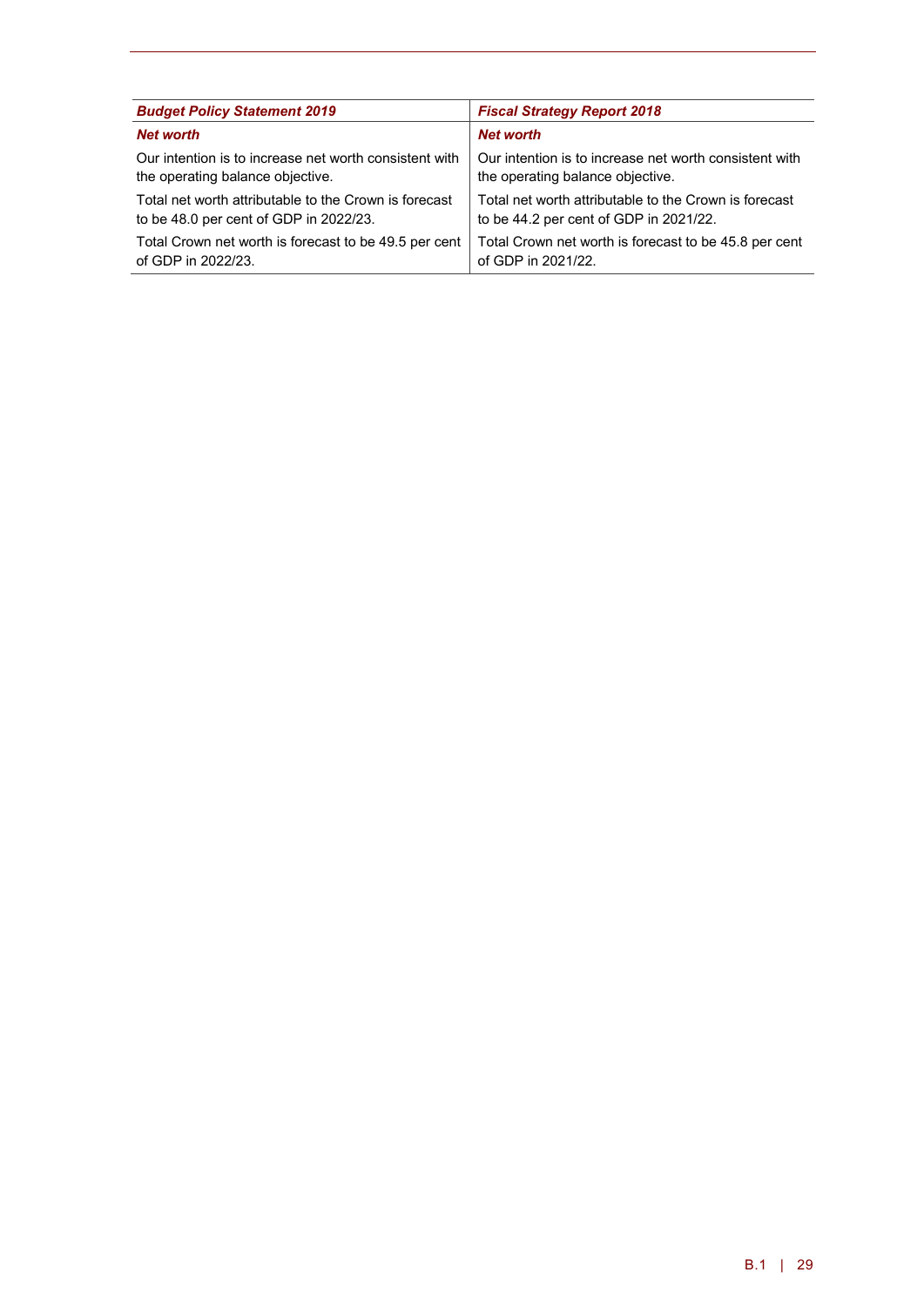| *Budget Policy Statement 2019* | *Fiscal Strategy Report 2018* |
| --- | --- |
| ***Net worth*** | ***Net worth*** |
| Our intention is to increase net worth consistent with the operating balance objective. | Our intention is to increase net worth consistent with the operating balance objective. |
| Total net worth attributable to the Crown is forecast to be 48.0 per cent of GDP in 2022/23. | Total net worth attributable to the Crown is forecast to be 44.2 per cent of GDP in 2021/22. |
| Total Crown net worth is forecast to be 49.5 per cent of GDP in 2022/23. | Total Crown net worth is forecast to be 45.8 per cent of GDP in 2021/22. |